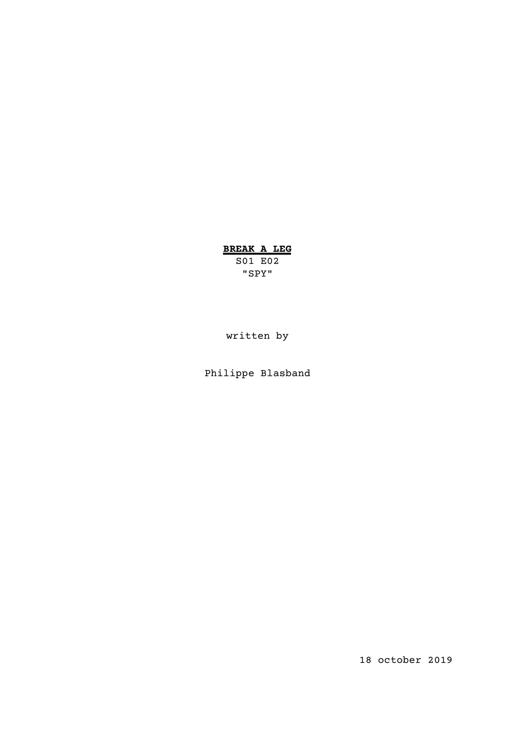**BREAK A LEG**

S01 E02

"SPY"

written by

Philippe Blasband

18 october 2019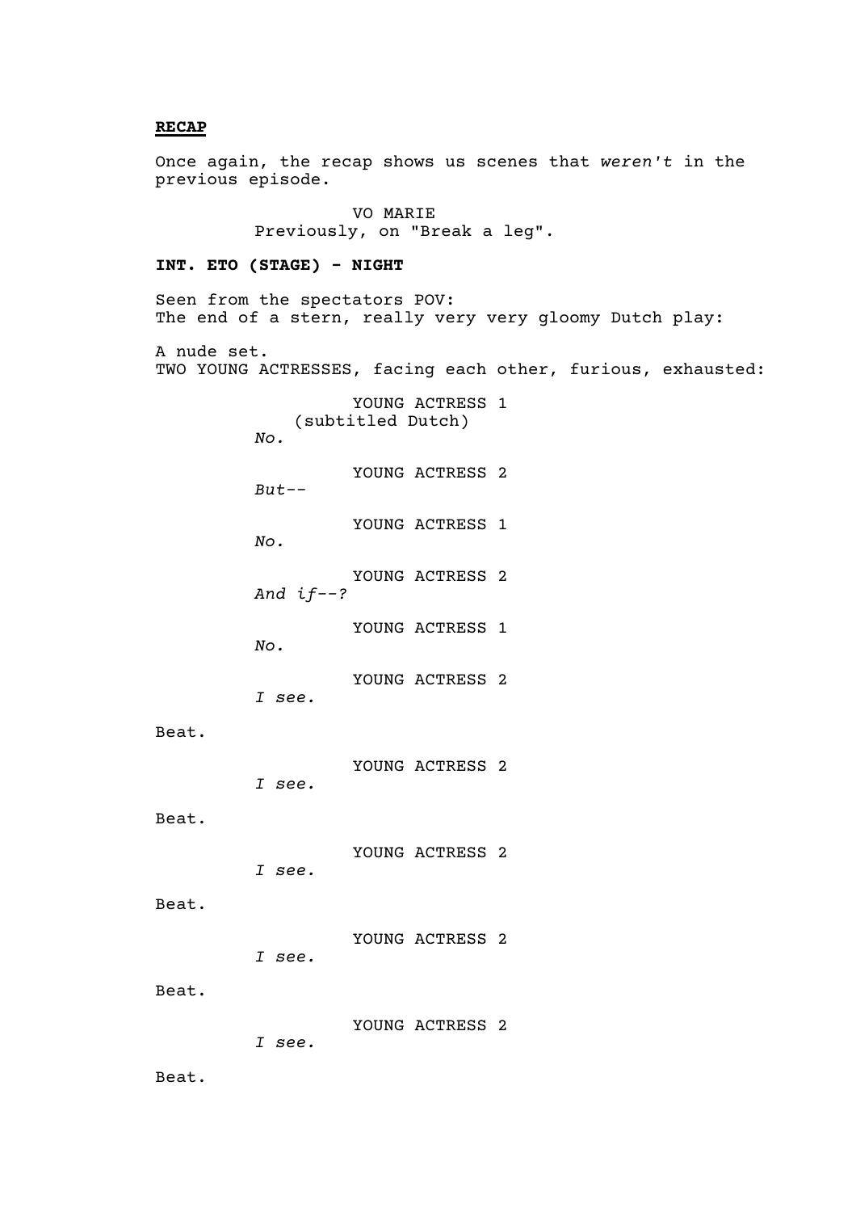**RECAP**

Once again, the recap shows us scenes that *weren't* in the previous episode.

VO MARIE
Previously, on "Break a leg".

**INT. ETO (STAGE) - NIGHT**

Seen from the spectators POV:
The end of a stern, really very very gloomy Dutch play:

A nude set.
TWO YOUNG ACTRESSES, facing each other, furious, exhausted:

YOUNG ACTRESS 1
(subtitled Dutch)
*No.*

YOUNG ACTRESS 2
*But--*

YOUNG ACTRESS 1
*No.*

YOUNG ACTRESS 2
*And if--?*

YOUNG ACTRESS 1
*No.*

YOUNG ACTRESS 2
*I see.*

Beat.

YOUNG ACTRESS 2
*I see.*

Beat.

YOUNG ACTRESS 2
*I see.*

Beat.

YOUNG ACTRESS 2
*I see.*

Beat.

YOUNG ACTRESS 2
*I see.*

Beat.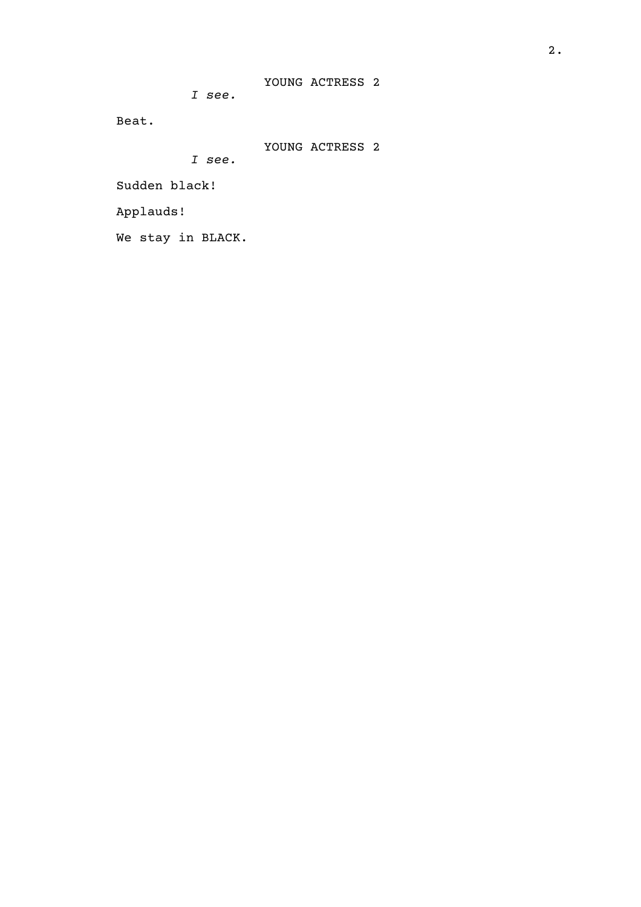YOUNG ACTRESS 2

*I see.*

Beat.

YOUNG ACTRESS 2

*I see.*

Sudden black!

Applauds!

We stay in BLACK.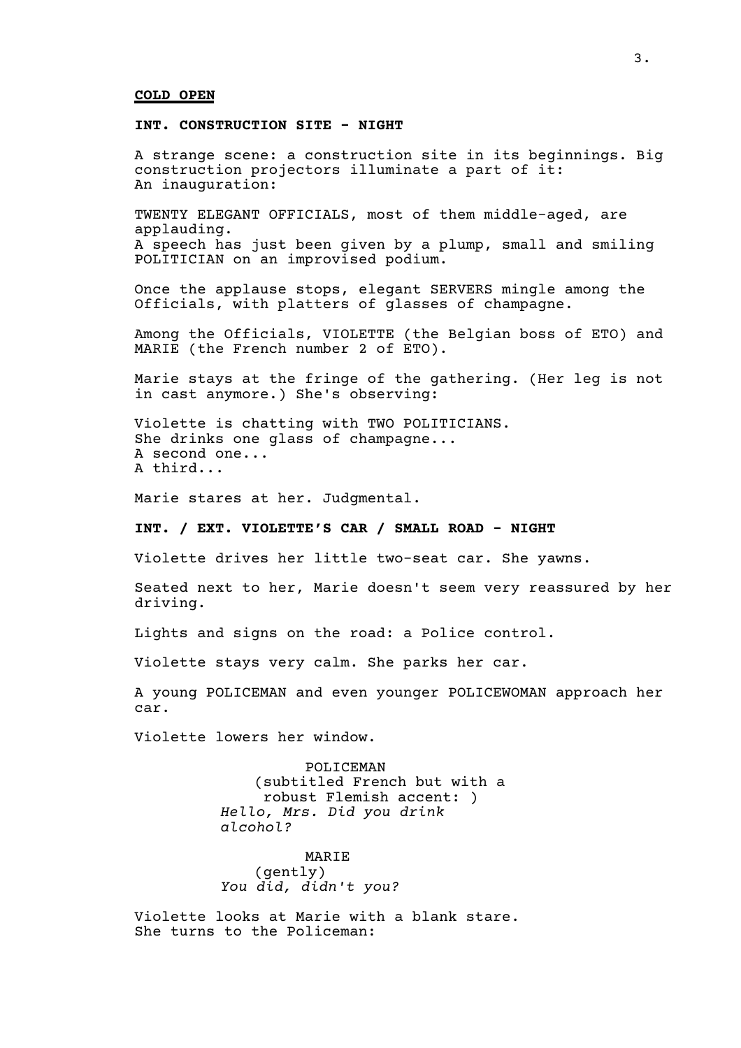**COLD OPEN**

**INT. CONSTRUCTION SITE - NIGHT**

A strange scene: a construction site in its beginnings. Big construction projectors illuminate a part of it:
An inauguration:

TWENTY ELEGANT OFFICIALS, most of them middle-aged, are applauding.
A speech has just been given by a plump, small and smiling POLITICIAN on an improvised podium.

Once the applause stops, elegant SERVERS mingle among the Officials, with platters of glasses of champagne.

Among the Officials, VIOLETTE (the Belgian boss of ETO) and MARIE (the French number 2 of ETO).

Marie stays at the fringe of the gathering. (Her leg is not in cast anymore.) She's observing:

Violette is chatting with TWO POLITICIANS.
She drinks one glass of champagne...
A second one...
A third...

Marie stares at her. Judgmental.

**INT. / EXT. VIOLETTE'S CAR / SMALL ROAD - NIGHT**

Violette drives her little two-seat car. She yawns.

Seated next to her, Marie doesn't seem very reassured by her driving.

Lights and signs on the road: a Police control.

Violette stays very calm. She parks her car.

A young POLICEMAN and even younger POLICEWOMAN approach her car.

Violette lowers her window.

POLICEMAN
(subtitled French but with a robust Flemish accent: )
*Hello, Mrs. Did you drink alcohol?*

MARIE
(gently)
*You did, didn't you?*

Violette looks at Marie with a blank stare.
She turns to the Policeman: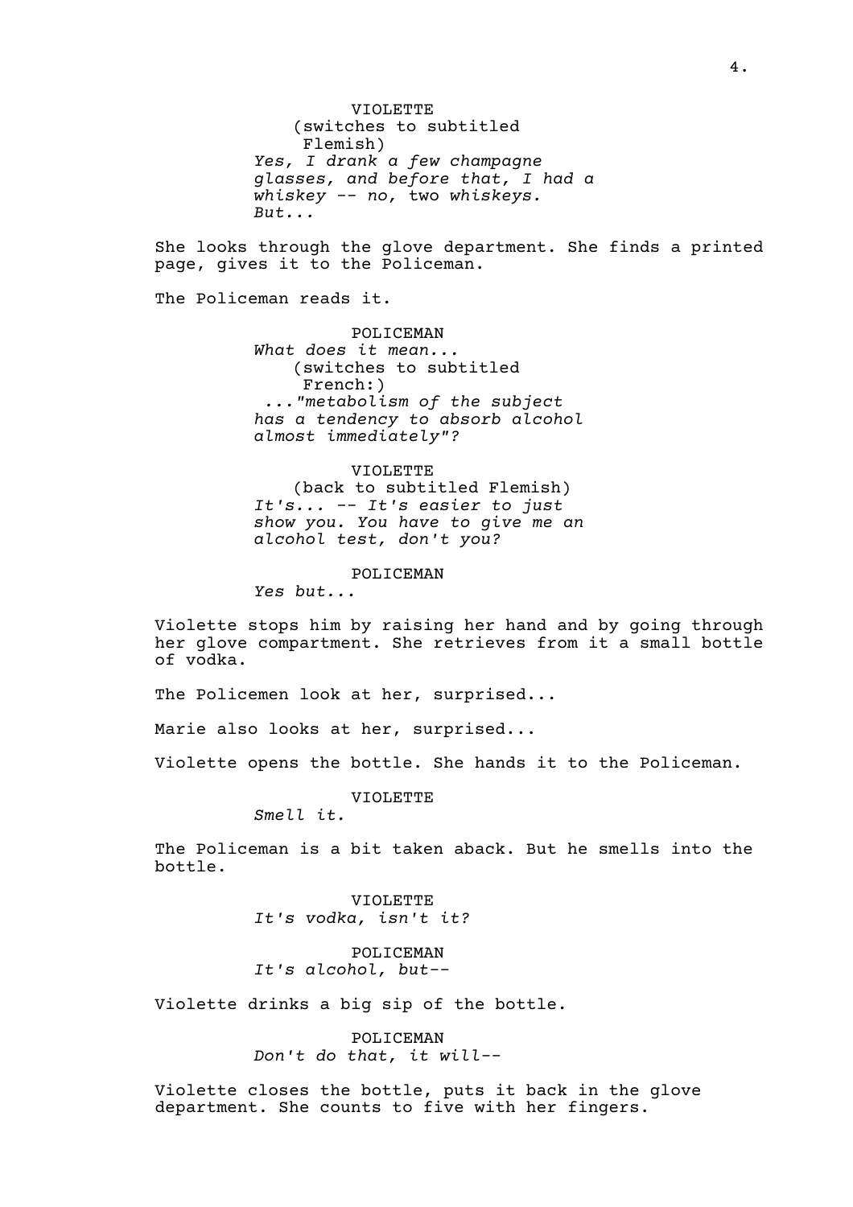VIOLETTE
(switches to subtitled Flemish)
*Yes, I drank a few champagne glasses, and before that, I had a whiskey -- no,* two *whiskeys. But...*

She looks through the glove department. She finds a printed page, gives it to the Policeman.

The Policeman reads it.

POLICEMAN
*What does it mean...*
(switches to subtitled French:)
*..."metabolism of the subject has a tendency to absorb alcohol almost immediately"?*

VIOLETTE
(back to subtitled Flemish)
*It's... -- It's easier to just show you. You have to give me an alcohol test, don't you?*

POLICEMAN
*Yes but...*

Violette stops him by raising her hand and by going through her glove compartment. She retrieves from it a small bottle of vodka.

The Policemen look at her, surprised...

Marie also looks at her, surprised...

Violette opens the bottle. She hands it to the Policeman.

VIOLETTE
*Smell it.*

The Policeman is a bit taken aback. But he smells into the bottle.

VIOLETTE
*It's vodka, isn't it?*

POLICEMAN
*It's alcohol, but--*

Violette drinks a big sip of the bottle.

POLICEMAN
*Don't do that, it will--*

Violette closes the bottle, puts it back in the glove department. She counts to five with her fingers.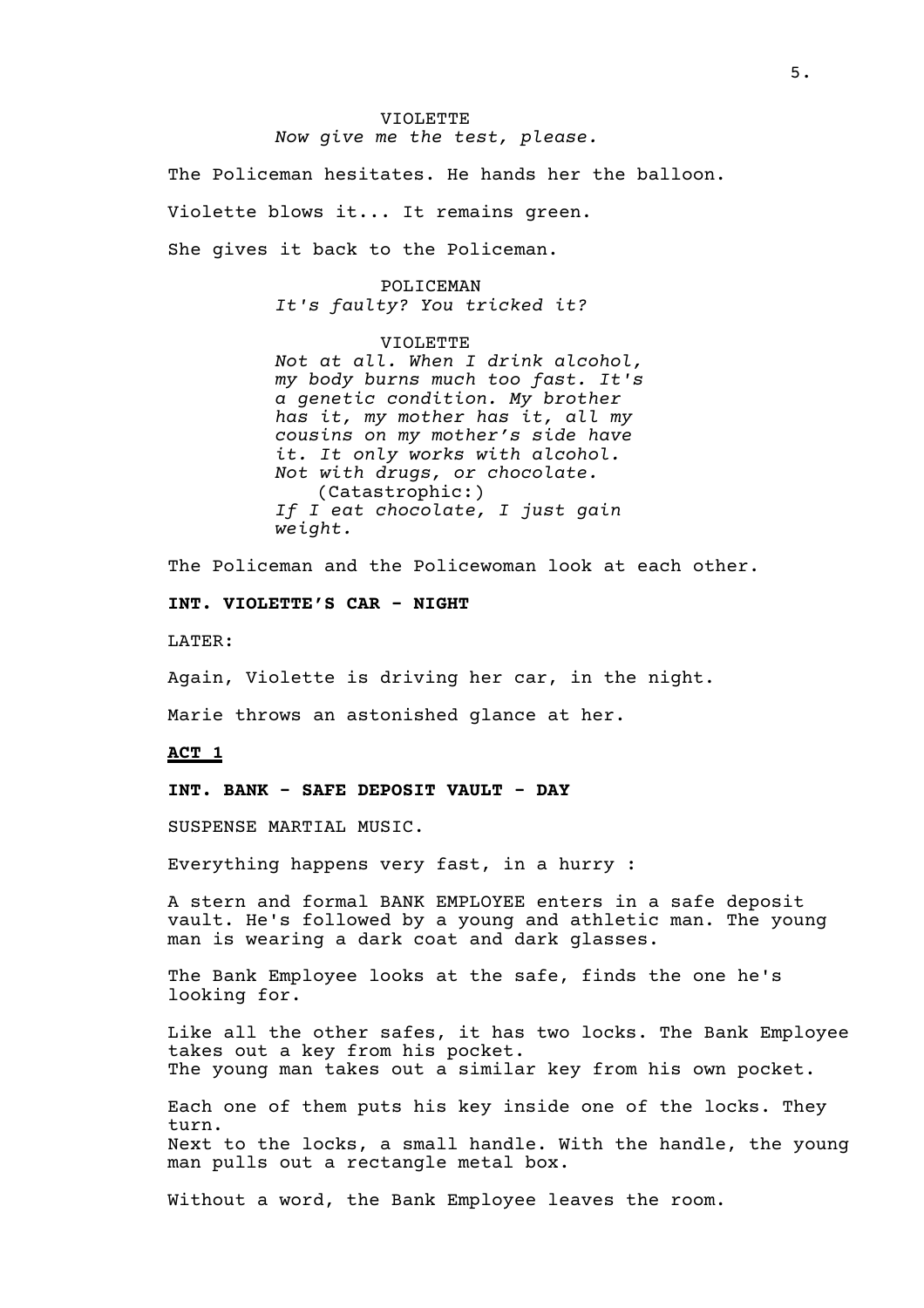VIOLETTE
*Now give me the test, please.*

The Policeman hesitates. He hands her the balloon.

Violette blows it... It remains green.

She gives it back to the Policeman.

POLICEMAN
*It's faulty? You tricked it?*

VIOLETTE
*Not at all. When I drink alcohol, my body burns much too fast. It's a genetic condition. My brother has it, my mother has it, all my cousins on my mother's side have it. It only works with alcohol. Not with drugs, or chocolate.*
(Catastrophic:)
*If I eat chocolate, I just gain weight.*

The Policeman and the Policewoman look at each other.

**INT. VIOLETTE'S CAR - NIGHT**

LATER:

Again, Violette is driving her car, in the night.

Marie throws an astonished glance at her.

**ACT 1**

**INT. BANK - SAFE DEPOSIT VAULT - DAY**

SUSPENSE MARTIAL MUSIC.

Everything happens very fast, in a hurry :

A stern and formal BANK EMPLOYEE enters in a safe deposit vault. He's followed by a young and athletic man. The young man is wearing a dark coat and dark glasses.

The Bank Employee looks at the safe, finds the one he's looking for.

Like all the other safes, it has two locks. The Bank Employee takes out a key from his pocket.
The young man takes out a similar key from his own pocket.

Each one of them puts his key inside one of the locks. They turn.
Next to the locks, a small handle. With the handle, the young man pulls out a rectangle metal box.

Without a word, the Bank Employee leaves the room.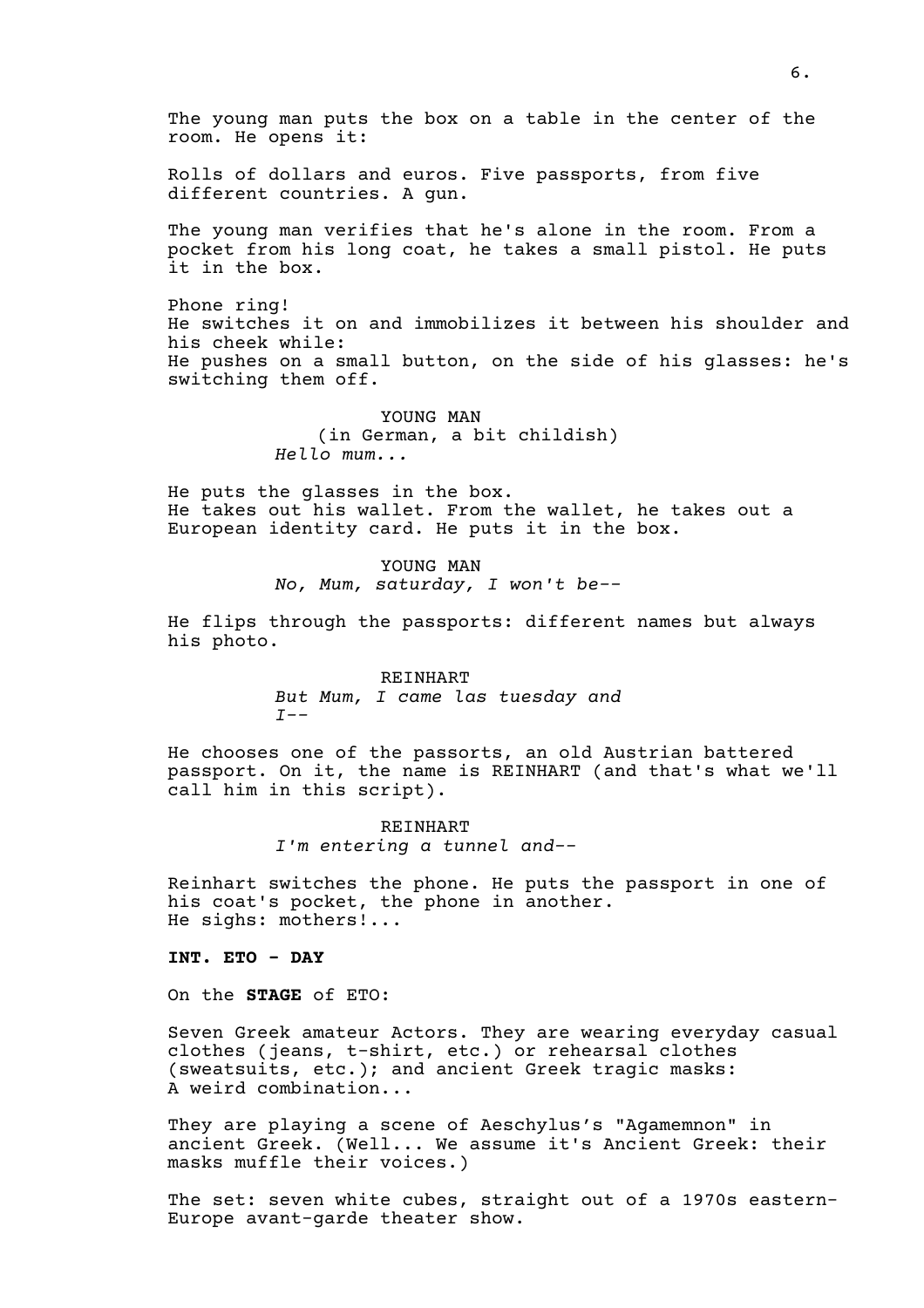The young man puts the box on a table in the center of the room. He opens it:

Rolls of dollars and euros. Five passports, from five different countries. A gun.

The young man verifies that he's alone in the room. From a pocket from his long coat, he takes a small pistol. He puts it in the box.

Phone ring!
He switches it on and immobilizes it between his shoulder and his cheek while:
He pushes on a small button, on the side of his glasses: he's switching them off.

YOUNG MAN
(in German, a bit childish)
*Hello mum...*

He puts the glasses in the box.
He takes out his wallet. From the wallet, he takes out a European identity card. He puts it in the box.

YOUNG MAN
*No, Mum, saturday, I won't be--*

He flips through the passports: different names but always his photo.

REINHART
*But Mum, I came las tuesday and I--*

He chooses one of the passorts, an old Austrian battered passport. On it, the name is REINHART (and that's what we'll call him in this script).

REINHART
*I'm entering a tunnel and--*

Reinhart switches the phone. He puts the passport in one of his coat's pocket, the phone in another.
He sighs: mothers!...

**INT. ETO - DAY**

On the **STAGE** of ETO:

Seven Greek amateur Actors. They are wearing everyday casual clothes (jeans, t-shirt, etc.) or rehearsal clothes (sweatsuits, etc.); and ancient Greek tragic masks:
A weird combination...

They are playing a scene of Aeschylus's "Agamemnon" in ancient Greek. (Well... We assume it's Ancient Greek: their masks muffle their voices.)

The set: seven white cubes, straight out of a 1970s eastern-Europe avant-garde theater show.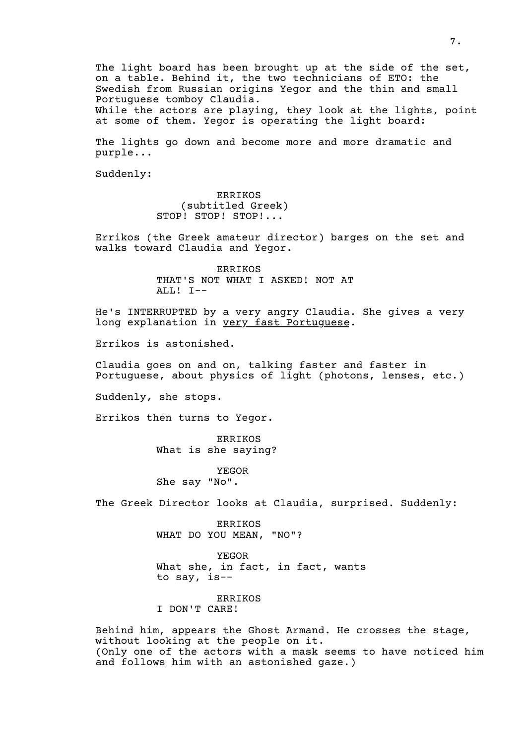The light board has been brought up at the side of the set, on a table. Behind it, the two technicians of ETO: the Swedish from Russian origins Yegor and the thin and small Portuguese tomboy Claudia.
While the actors are playing, they look at the lights, point at some of them. Yegor is operating the light board:

The lights go down and become more and more dramatic and purple...

Suddenly:

ERRIKOS
(subtitled Greek)
STOP! STOP! STOP!...

Errikos (the Greek amateur director) barges on the set and walks toward Claudia and Yegor.

ERRIKOS
THAT'S NOT WHAT I ASKED! NOT AT ALL! I--

He's INTERRUPTED by a very angry Claudia. She gives a very long explanation in <u>very fast Portuguese</u>.

Errikos is astonished.

Claudia goes on and on, talking faster and faster in Portuguese, about physics of light (photons, lenses, etc.)

Suddenly, she stops.

Errikos then turns to Yegor.

ERRIKOS
What is she saying?

YEGOR
She say "No".

The Greek Director looks at Claudia, surprised. Suddenly:

ERRIKOS
WHAT DO YOU MEAN, "NO"?

YEGOR
What she, in fact, in fact, wants to say, is--

ERRIKOS
I DON'T CARE!

Behind him, appears the Ghost Armand. He crosses the stage, without looking at the people on it.
(Only one of the actors with a mask seems to have noticed him and follows him with an astonished gaze.)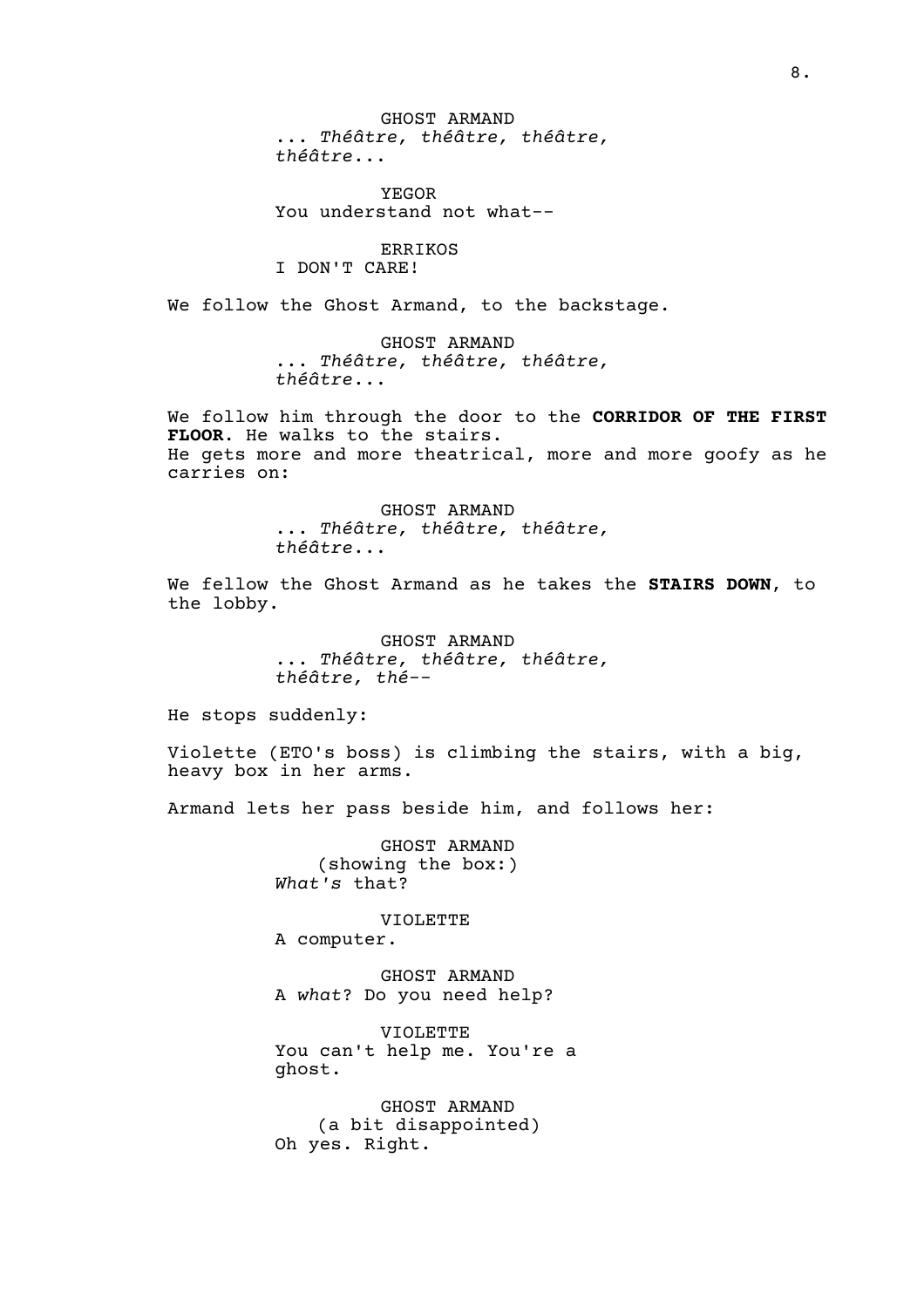GHOST ARMAND
... *Théâtre, théâtre, théâtre, théâtre*...

YEGOR
You understand not what--

ERRIKOS
I DON'T CARE!

We follow the Ghost Armand, to the backstage.

GHOST ARMAND
... *Théâtre, théâtre, théâtre, théâtre*...

We follow him through the door to the **CORRIDOR OF THE FIRST FLOOR**. He walks to the stairs.
He gets more and more theatrical, more and more goofy as he carries on:

GHOST ARMAND
... *Théâtre, théâtre, théâtre, théâtre*...

We fellow the Ghost Armand as he takes the **STAIRS DOWN**, to the lobby.

GHOST ARMAND
... *Théâtre, théâtre, théâtre, théâtre, thé*--

He stops suddenly:

Violette (ETO's boss) is climbing the stairs, with a big, heavy box in her arms.

Armand lets her pass beside him, and follows her:

GHOST ARMAND
(showing the box:)
*What's* that?

VIOLETTE
A computer.

GHOST ARMAND
A *what*? Do you need help?

VIOLETTE
You can't help me. You're a ghost.

GHOST ARMAND
(a bit disappointed)
Oh yes. Right.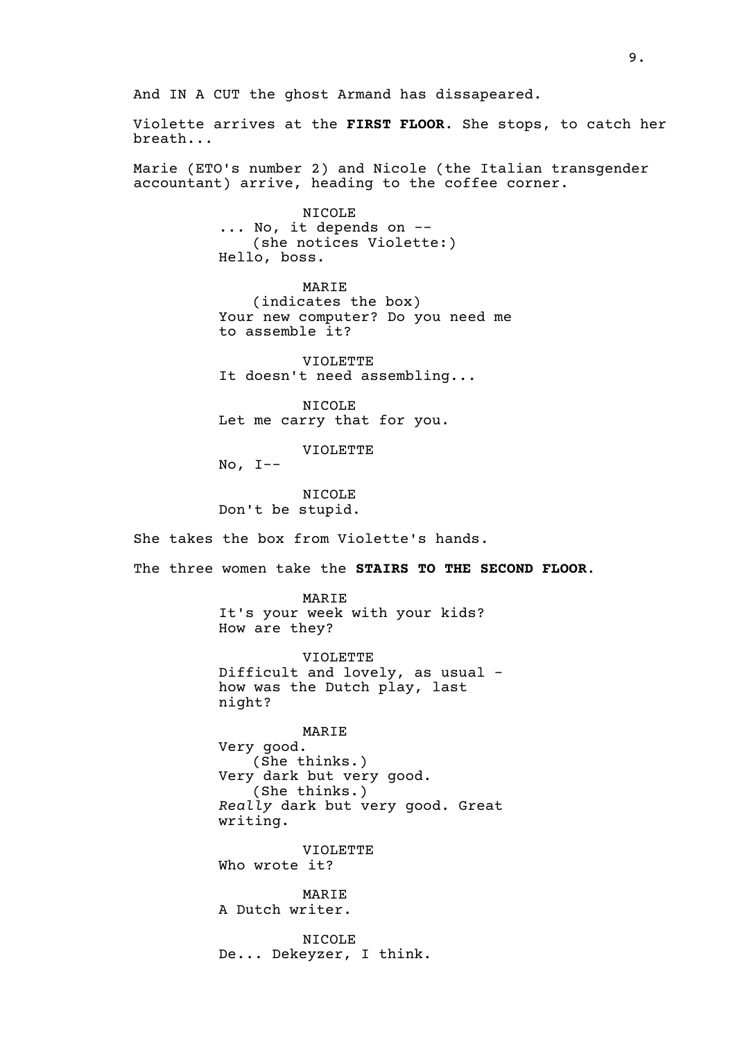And IN A CUT the ghost Armand has dissapeared.

Violette arrives at the **FIRST FLOOR**. She stops, to catch her breath...

Marie (ETO's number 2) and Nicole (the Italian transgender accountant) arrive, heading to the coffee corner.

NICOLE
... No, it depends on --
(she notices Violette:)
Hello, boss.

MARIE
(indicates the box)
Your new computer? Do you need me to assemble it?

VIOLETTE
It doesn't need assembling...

NICOLE
Let me carry that for you.

VIOLETTE
No, I--

NICOLE
Don't be stupid.

She takes the box from Violette's hands.

The three women take the **STAIRS TO THE SECOND FLOOR**.

MARIE
It's your week with your kids? How are they?

VIOLETTE
Difficult and lovely, as usual - how was the Dutch play, last night?

MARIE
Very good.
(She thinks.)
Very dark but very good.
(She thinks.)
*Really* dark but very good. Great writing.

VIOLETTE
Who wrote it?

MARIE
A Dutch writer.

NICOLE
De... Dekeyzer, I think.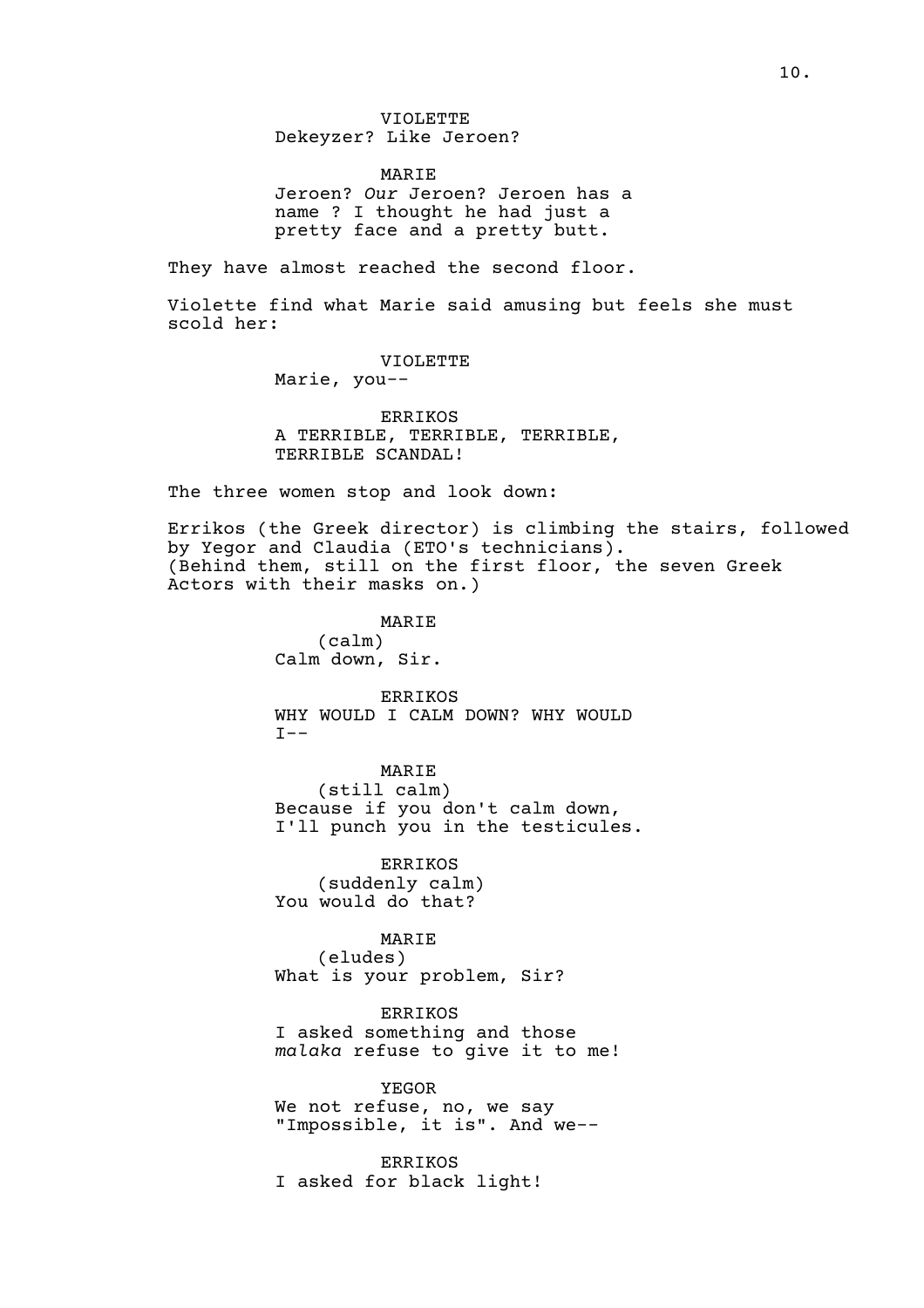VIOLETTE
Dekeyzer? Like Jeroen?

MARIE
Jeroen? *Our* Jeroen? Jeroen has a name ? I thought he had just a pretty face and a pretty butt.

They have almost reached the second floor.

Violette find what Marie said amusing but feels she must scold her:

VIOLETTE
Marie, you--

ERRIKOS
A TERRIBLE, TERRIBLE, TERRIBLE, TERRIBLE SCANDAL!

The three women stop and look down:

Errikos (the Greek director) is climbing the stairs, followed by Yegor and Claudia (ETO's technicians).
(Behind them, still on the first floor, the seven Greek Actors with their masks on.)

MARIE
(calm)
Calm down, Sir.

ERRIKOS
WHY WOULD I CALM DOWN? WHY WOULD I--

MARIE
(still calm)
Because if you don't calm down, I'll punch you in the testicules.

ERRIKOS
(suddenly calm)
You would do that?

MARIE
(eludes)
What is your problem, Sir?

ERRIKOS
I asked something and those *malaka* refuse to give it to me!

YEGOR
We not refuse, no, we say "Impossible, it is". And we--

ERRIKOS
I asked for black light!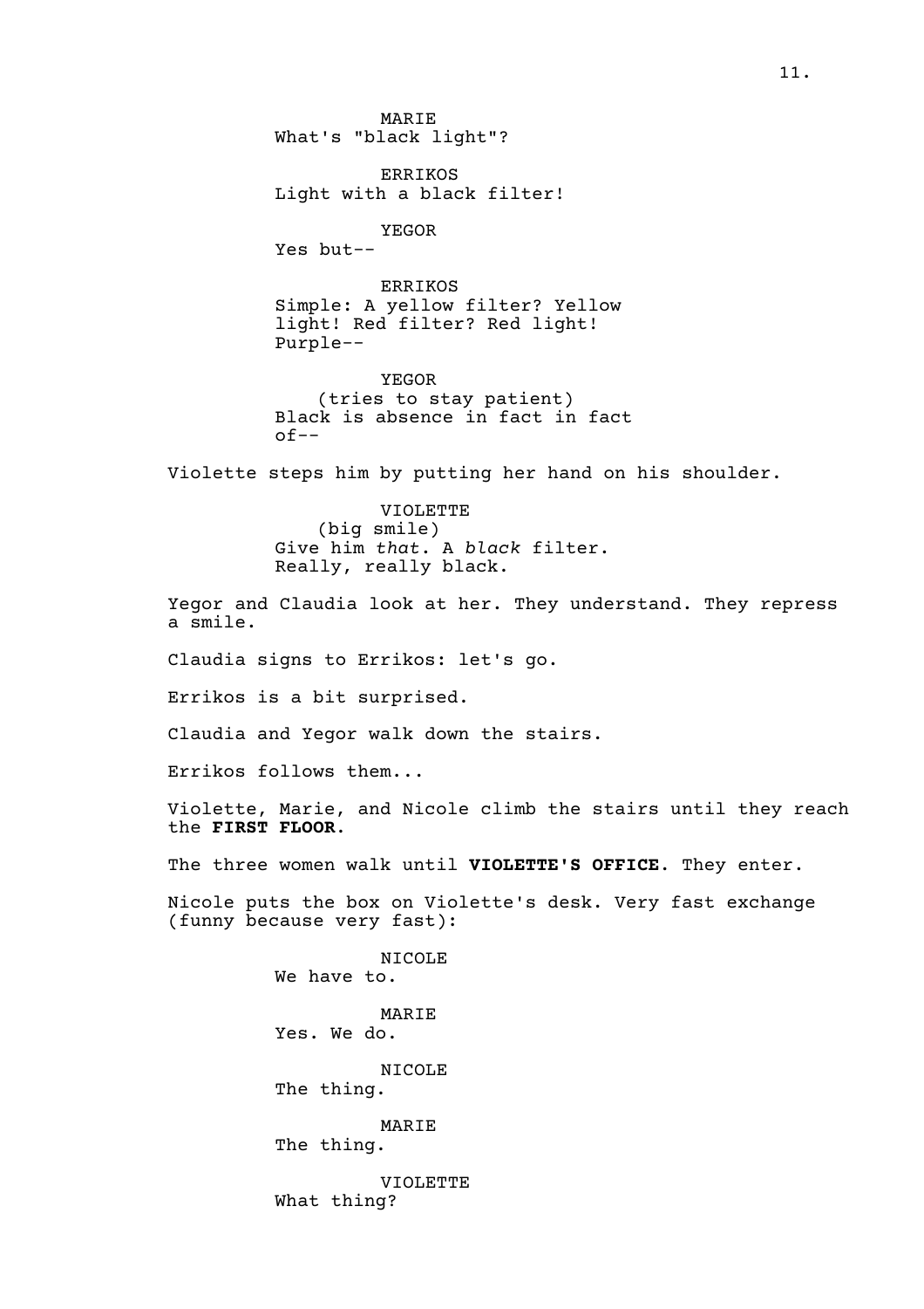MARIE
What's "black light"?

ERRIKOS
Light with a black filter!

YEGOR
Yes but--

ERRIKOS
Simple: A yellow filter? Yellow light! Red filter? Red light! Purple--

YEGOR
(tries to stay patient)
Black is absence in fact in fact of--

Violette steps him by putting her hand on his shoulder.

VIOLETTE
(big smile)
Give him *that*. A *black* filter. Really, really black.

Yegor and Claudia look at her. They understand. They repress a smile.

Claudia signs to Errikos: let's go.

Errikos is a bit surprised.

Claudia and Yegor walk down the stairs.

Errikos follows them...

Violette, Marie, and Nicole climb the stairs until they reach the **FIRST FLOOR**.

The three women walk until **VIOLETTE'S OFFICE**. They enter.

Nicole puts the box on Violette's desk. Very fast exchange (funny because very fast):

NICOLE
We have to.

MARIE
Yes. We do.

NICOLE
The thing.

MARIE
The thing.

VIOLETTE
What thing?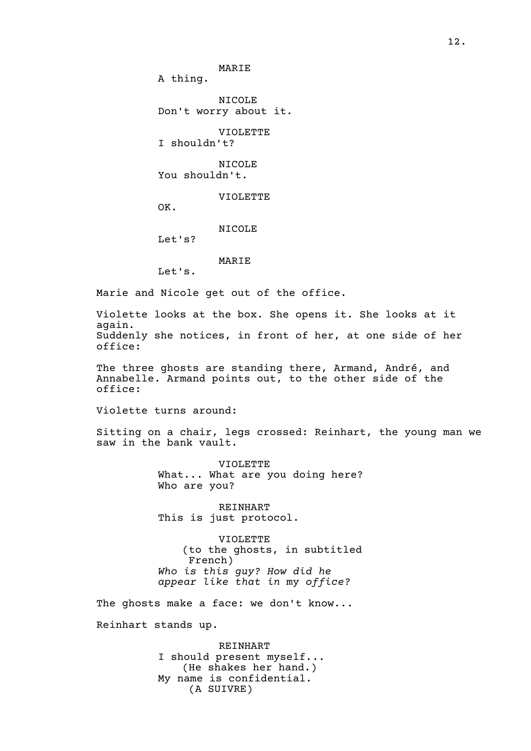MARIE
A thing.

NICOLE
Don't worry about it.

VIOLETTE
I shouldn't?

NICOLE
You shouldn't.

VIOLETTE
OK.

NICOLE
Let's?

MARIE
Let's.

Marie and Nicole get out of the office.

Violette looks at the box. She opens it. She looks at it again.
Suddenly she notices, in front of her, at one side of her office:

The three ghosts are standing there, Armand, André, and Annabelle. Armand points out, to the other side of the office:

Violette turns around:

Sitting on a chair, legs crossed: Reinhart, the young man we saw in the bank vault.

VIOLETTE
What... What are you doing here?
Who are you?

REINHART
This is just protocol.

VIOLETTE
(to the ghosts, in subtitled French)
*Who is this guy? How did he appear like that in* my *office?*

The ghosts make a face: we don't know...

Reinhart stands up.

REINHART
I should present myself...
(He shakes her hand.)
My name is confidential.
(A SUIVRE)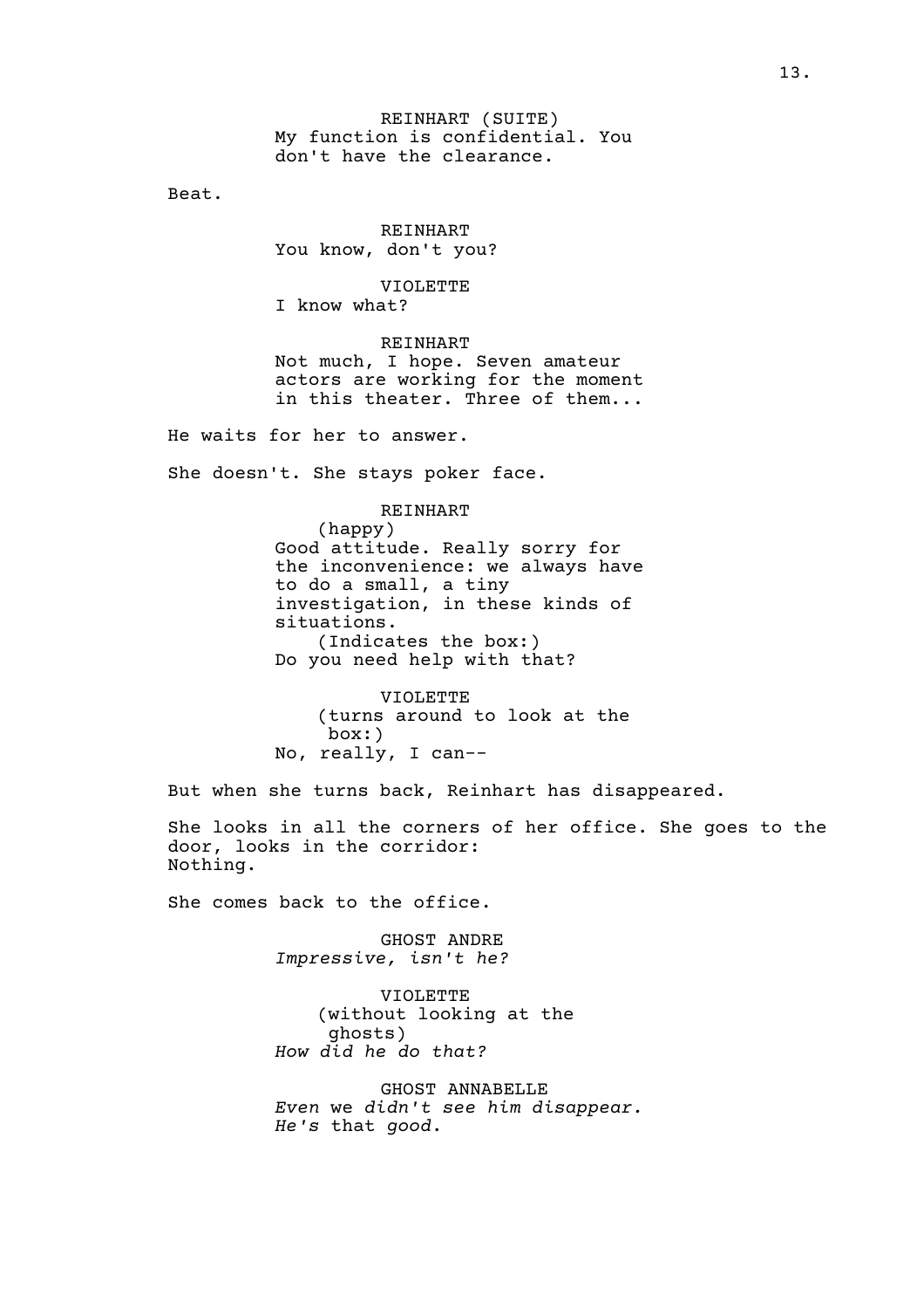REINHART (SUITE)
My function is confidential. You don't have the clearance.

Beat.

REINHART
You know, don't you?

VIOLETTE
I know what?

REINHART
Not much, I hope. Seven amateur actors are working for the moment in this theater. Three of them...

He waits for her to answer.

She doesn't. She stays poker face.

REINHART
(happy)
Good attitude. Really sorry for the inconvenience: we always have to do a small, a tiny investigation, in these kinds of situations.
(Indicates the box:)
Do you need help with that?

VIOLETTE
(turns around to look at the box:)
No, really, I can--

But when she turns back, Reinhart has disappeared.

She looks in all the corners of her office. She goes to the door, looks in the corridor:
Nothing.

She comes back to the office.

GHOST ANDRE
*Impressive, isn't he?*

VIOLETTE
(without looking at the ghosts)
*How did he do that?*

GHOST ANNABELLE
*Even* we *didn't see him disappear. He's* that *good.*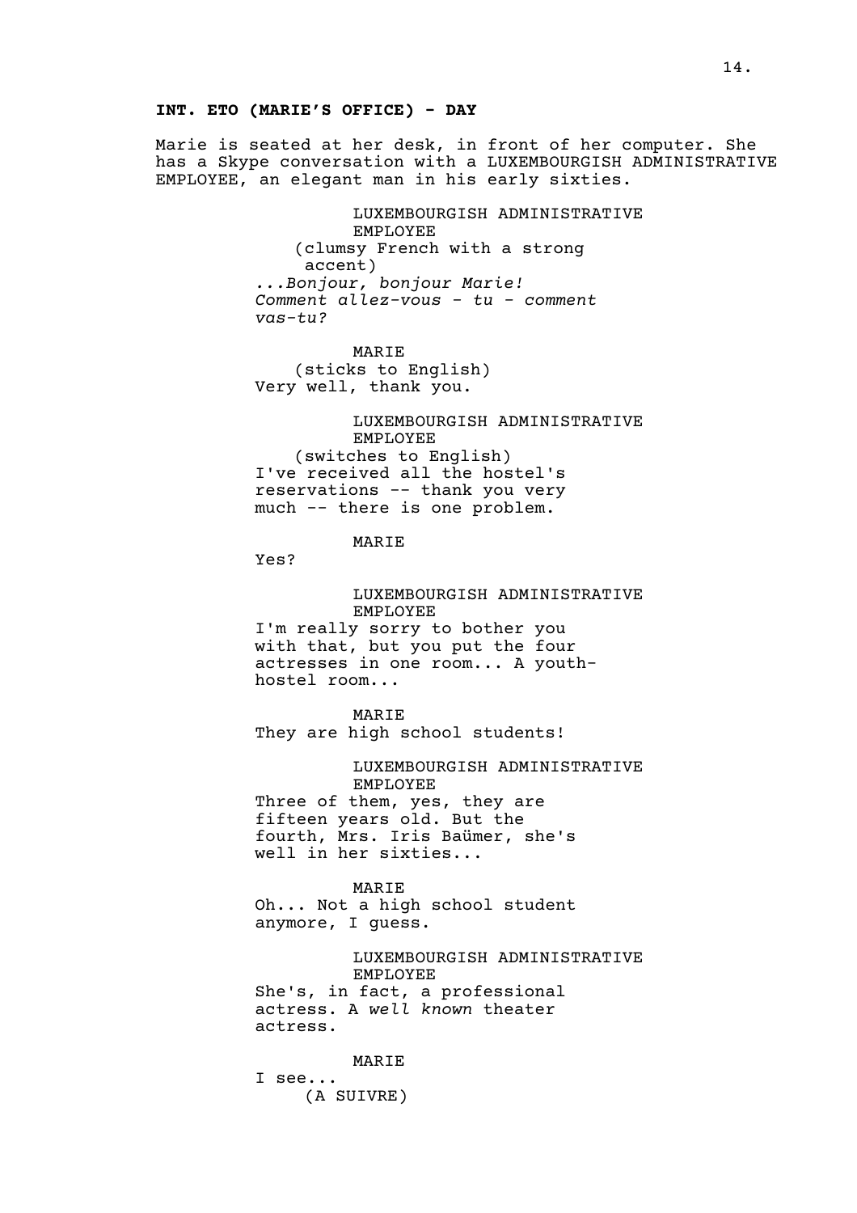**INT. ETO (MARIE'S OFFICE) - DAY**

Marie is seated at her desk, in front of her computer. She has a Skype conversation with a LUXEMBOURGISH ADMINISTRATIVE EMPLOYEE, an elegant man in his early sixties.

LUXEMBOURGISH ADMINISTRATIVE EMPLOYEE
(clumsy French with a strong accent)
*...Bonjour, bonjour Marie! Comment allez-vous - tu - comment vas-tu?*

MARIE
(sticks to English)
Very well, thank you.

LUXEMBOURGISH ADMINISTRATIVE EMPLOYEE
(switches to English)
I've received all the hostel's reservations -- thank you very much -- there is one problem.

MARIE
Yes?

LUXEMBOURGISH ADMINISTRATIVE EMPLOYEE
I'm really sorry to bother you with that, but you put the four actresses in one room... A youth-hostel room...

MARIE
They are high school students!

LUXEMBOURGISH ADMINISTRATIVE EMPLOYEE
Three of them, yes, they are fifteen years old. But the fourth, Mrs. Iris Baümer, she's well in her sixties...

MARIE
Oh... Not a high school student anymore, I guess.

LUXEMBOURGISH ADMINISTRATIVE EMPLOYEE
She's, in fact, a professional actress. A *well known* theater actress.

MARIE
I see...
(A SUIVRE)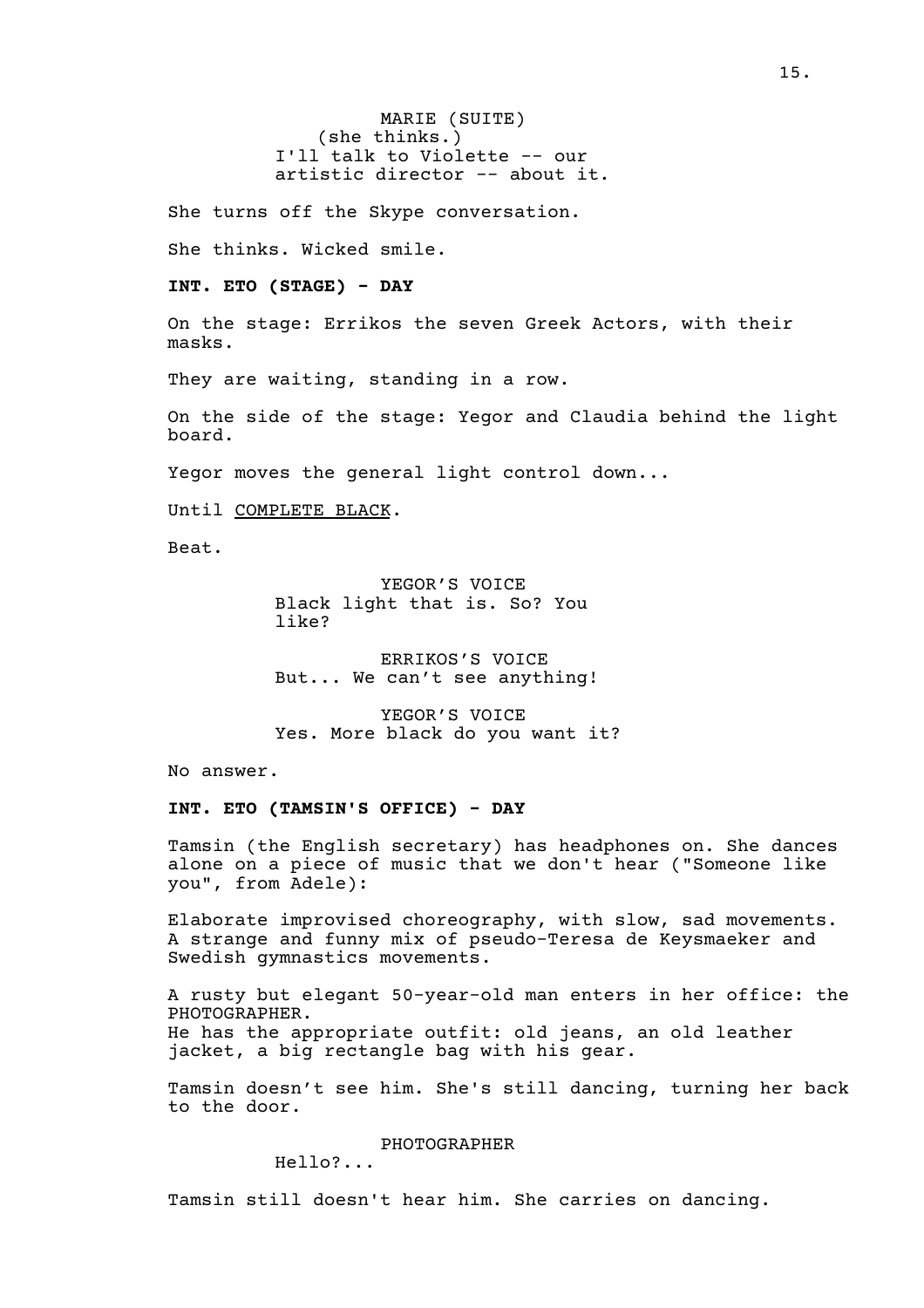MARIE (SUITE)
(she thinks.)
I'll talk to Violette -- our artistic director -- about it.

She turns off the Skype conversation.

She thinks. Wicked smile.

**INT. ETO (STAGE) - DAY**

On the stage: Errikos the seven Greek Actors, with their masks.

They are waiting, standing in a row.

On the side of the stage: Yegor and Claudia behind the light board.

Yegor moves the general light control down...

Until <u>COMPLETE BLACK</u>.

Beat.

YEGOR'S VOICE
Black light that is. So? You like?

ERRIKOS'S VOICE
But... We can't see anything!

YEGOR'S VOICE
Yes. More black do you want it?

No answer.

**INT. ETO (TAMSIN'S OFFICE) - DAY**

Tamsin (the English secretary) has headphones on. She dances alone on a piece of music that we don't hear ("Someone like you", from Adele):

Elaborate improvised choreography, with slow, sad movements. A strange and funny mix of pseudo-Teresa de Keysmaeker and Swedish gymnastics movements.

A rusty but elegant 50-year-old man enters in her office: the PHOTOGRAPHER.
He has the appropriate outfit: old jeans, an old leather jacket, a big rectangle bag with his gear.

Tamsin doesn't see him. She's still dancing, turning her back to the door.

PHOTOGRAPHER
Hello?...

Tamsin still doesn't hear him. She carries on dancing.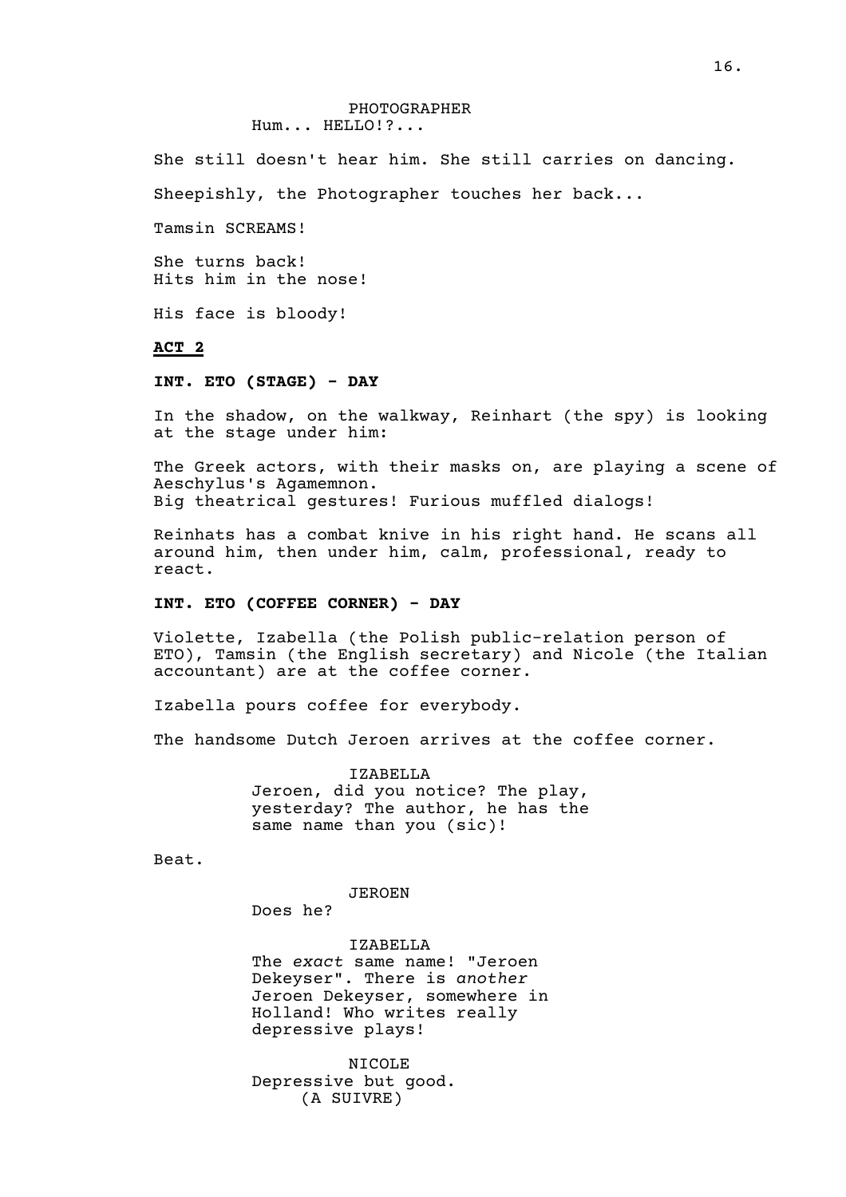PHOTOGRAPHER
Hum... HELLO!?...

She still doesn't hear him. She still carries on dancing.

Sheepishly, the Photographer touches her back...

Tamsin SCREAMS!

She turns back!
Hits him in the nose!

His face is bloody!

**ACT 2**

**INT. ETO (STAGE) - DAY**

In the shadow, on the walkway, Reinhart (the spy) is looking at the stage under him:

The Greek actors, with their masks on, are playing a scene of Aeschylus's Agamemnon.
Big theatrical gestures! Furious muffled dialogs!

Reinhats has a combat knive in his right hand. He scans all around him, then under him, calm, professional, ready to react.

**INT. ETO (COFFEE CORNER) - DAY**

Violette, Izabella (the Polish public-relation person of ETO), Tamsin (the English secretary) and Nicole (the Italian accountant) are at the coffee corner.

Izabella pours coffee for everybody.

The handsome Dutch Jeroen arrives at the coffee corner.

IZABELLA
Jeroen, did you notice? The play, yesterday? The author, he has the same name than you (sic)!

Beat.

JEROEN
Does he?

IZABELLA
The *exact* same name! "Jeroen Dekeyser". There is *another* Jeroen Dekeyser, somewhere in Holland! Who writes really depressive plays!

NICOLE
Depressive but good.
(A SUIVRE)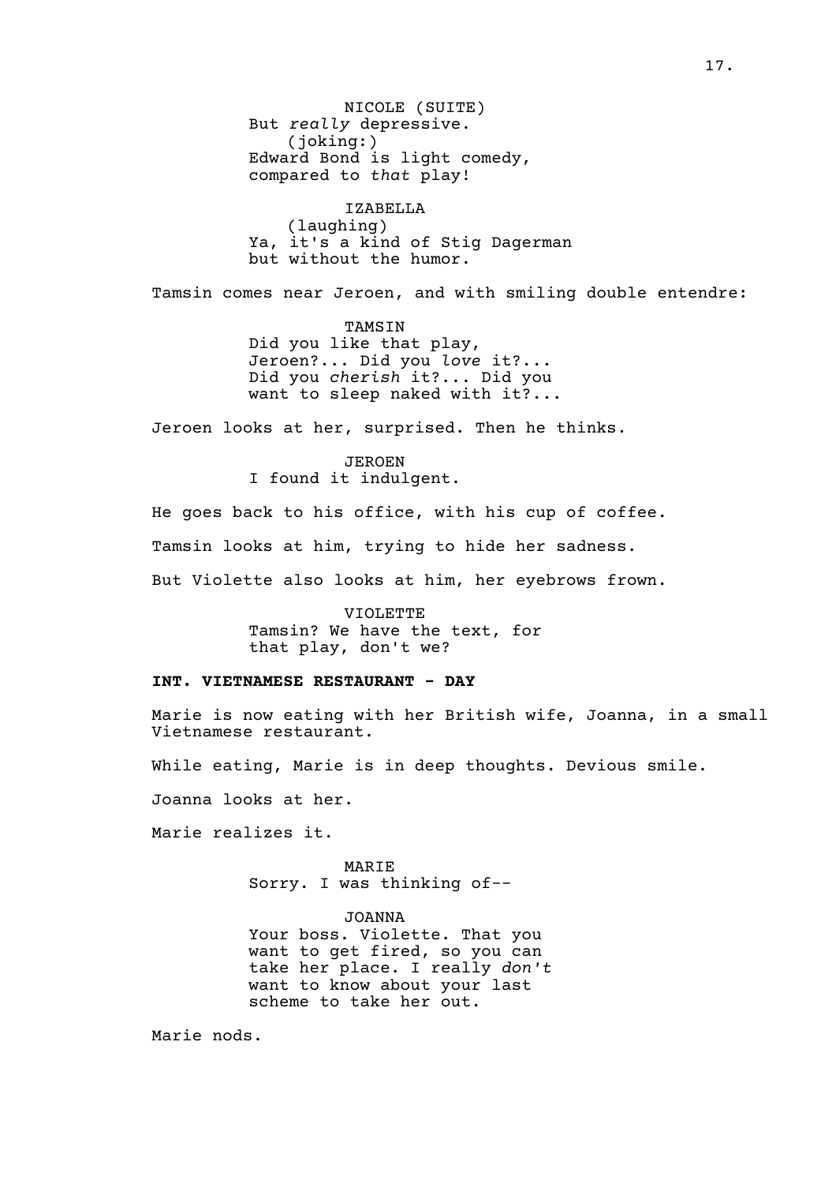NICOLE (SUITE)
But *really* depressive.
(joking:)
Edward Bond is light comedy, compared to *that* play!

IZABELLA
(laughing)
Ya, it's a kind of Stig Dagerman but without the humor.

Tamsin comes near Jeroen, and with smiling double entendre:

TAMSIN
Did you like that play, Jeroen?... Did you *love* it?... Did you *cherish* it?... Did you want to sleep naked with it?...

Jeroen looks at her, surprised. Then he thinks.

JEROEN
I found it indulgent.

He goes back to his office, with his cup of coffee.

Tamsin looks at him, trying to hide her sadness.

But Violette also looks at him, her eyebrows frown.

VIOLETTE
Tamsin? We have the text, for that play, don't we?

**INT. VIETNAMESE RESTAURANT - DAY**

Marie is now eating with her British wife, Joanna, in a small Vietnamese restaurant.

While eating, Marie is in deep thoughts. Devious smile.

Joanna looks at her.

Marie realizes it.

MARIE
Sorry. I was thinking of--

JOANNA
Your boss. Violette. That you want to get fired, so you can take her place. I really *don't* want to know about your last scheme to take her out.

Marie nods.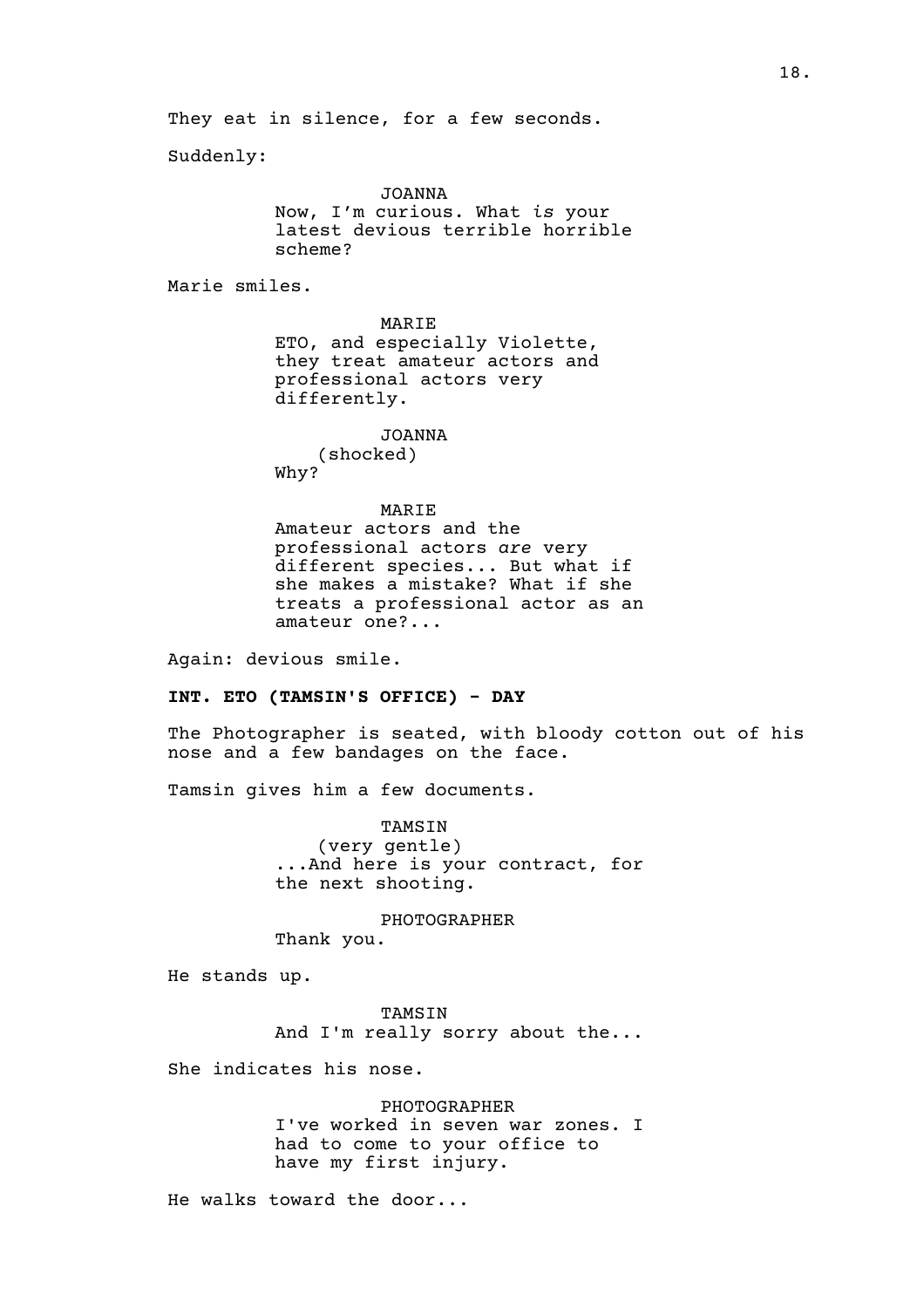They eat in silence, for a few seconds.

Suddenly:

JOANNA
Now, I'm curious. What *is* your latest devious terrible horrible scheme?

Marie smiles.

MARIE
ETO, and especially Violette, they treat amateur actors and professional actors very differently.

JOANNA
(shocked)
Why?

MARIE
Amateur actors and the professional actors *are* very different species... But what if she makes a mistake? What if she treats a professional actor as an amateur one?...

Again: devious smile.

**INT. ETO (TAMSIN'S OFFICE) - DAY**

The Photographer is seated, with bloody cotton out of his nose and a few bandages on the face.

Tamsin gives him a few documents.

TAMSIN
(very gentle)
...And here is your contract, for the next shooting.

PHOTOGRAPHER
Thank you.

He stands up.

TAMSIN
And I'm really sorry about the...

She indicates his nose.

PHOTOGRAPHER
I've worked in seven war zones. I had to come to your office to have my first injury.

He walks toward the door...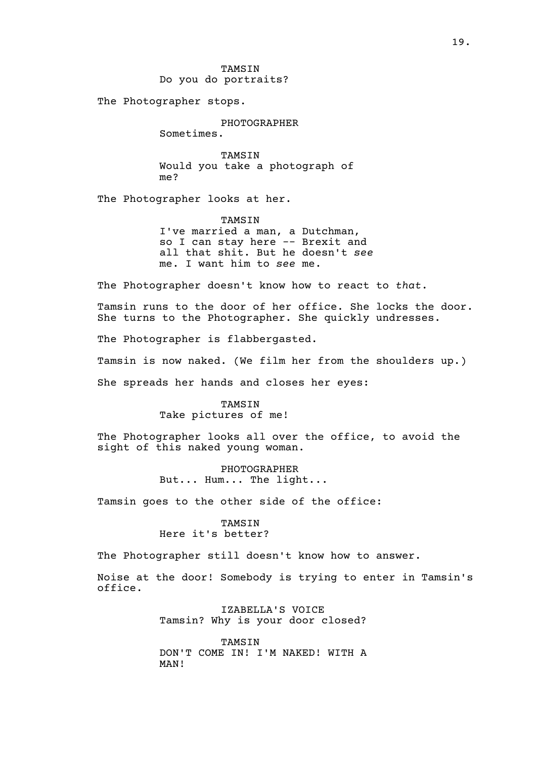TAMSIN
Do you do portraits?

The Photographer stops.

PHOTOGRAPHER
Sometimes.

TAMSIN
Would you take a photograph of me?

The Photographer looks at her.

TAMSIN
I've married a man, a Dutchman, so I can stay here -- Brexit and all that shit. But he doesn't *see* me. I want him to *see* me.

The Photographer doesn't know how to react to *that*.

Tamsin runs to the door of her office. She locks the door. She turns to the Photographer. She quickly undresses.

The Photographer is flabbergasted.

Tamsin is now naked. (We film her from the shoulders up.)

She spreads her hands and closes her eyes:

TAMSIN
Take pictures of me!

The Photographer looks all over the office, to avoid the sight of this naked young woman.

PHOTOGRAPHER
But... Hum... The light...

Tamsin goes to the other side of the office:

TAMSIN
Here it's better?

The Photographer still doesn't know how to answer.

Noise at the door! Somebody is trying to enter in Tamsin's office.

IZABELLA'S VOICE
Tamsin? Why is your door closed?

TAMSIN
DON'T COME IN! I'M NAKED! WITH A MAN!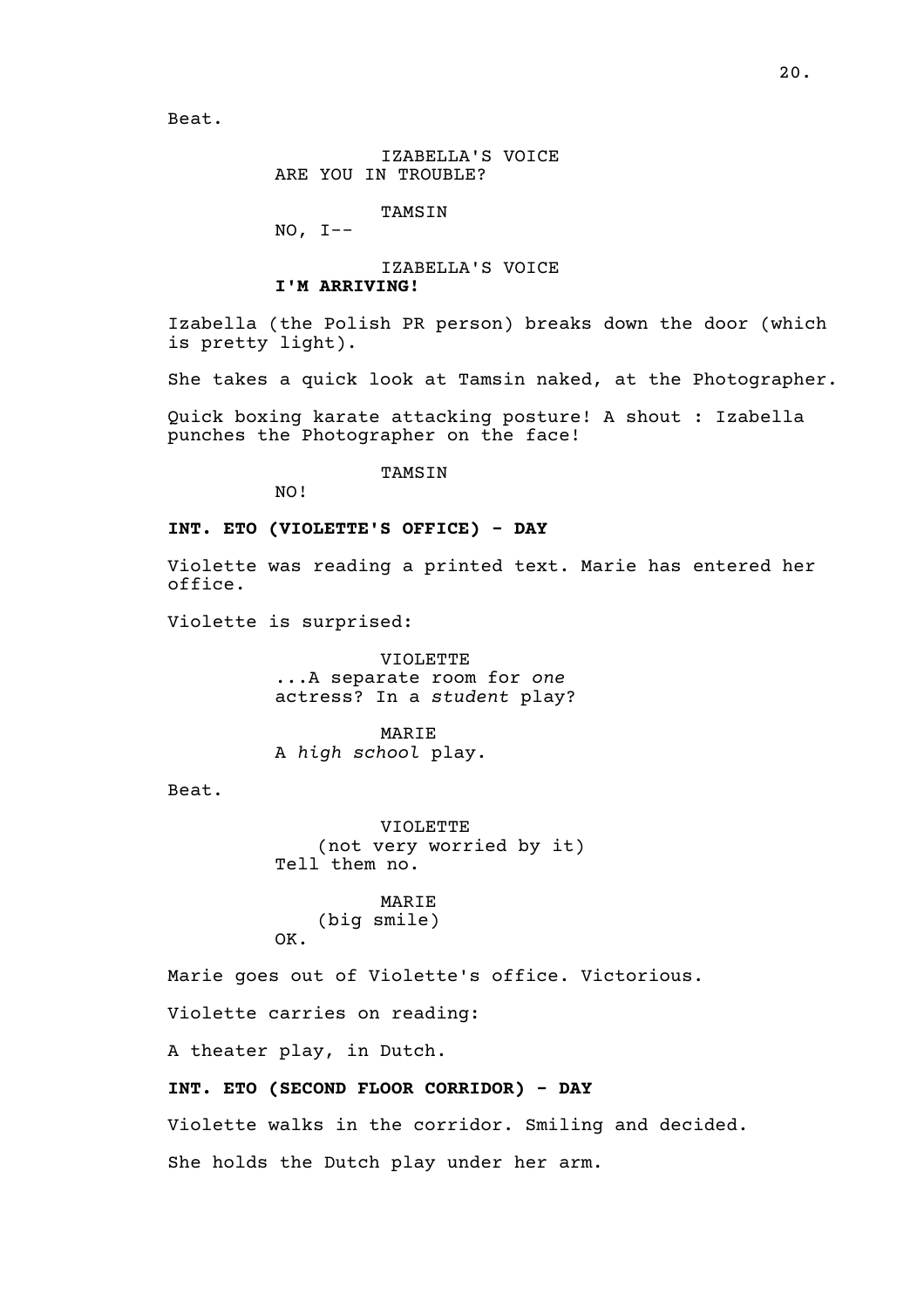Beat.

IZABELLA'S VOICE
ARE YOU IN TROUBLE?

TAMSIN
NO, I--

IZABELLA'S VOICE
**I'M ARRIVING!**

Izabella (the Polish PR person) breaks down the door (which is pretty light).

She takes a quick look at Tamsin naked, at the Photographer.

Quick boxing karate attacking posture! A shout : Izabella punches the Photographer on the face!

TAMSIN
NO!

**INT. ETO (VIOLETTE'S OFFICE) - DAY**

Violette was reading a printed text. Marie has entered her office.

Violette is surprised:

VIOLETTE
...A separate room for *one* actress? In a *student* play?

MARIE
A *high school* play.

Beat.

VIOLETTE
(not very worried by it)
Tell them no.

MARIE
(big smile)
OK.

Marie goes out of Violette's office. Victorious.

Violette carries on reading:

A theater play, in Dutch.

**INT. ETO (SECOND FLOOR CORRIDOR) - DAY**

Violette walks in the corridor. Smiling and decided.

She holds the Dutch play under her arm.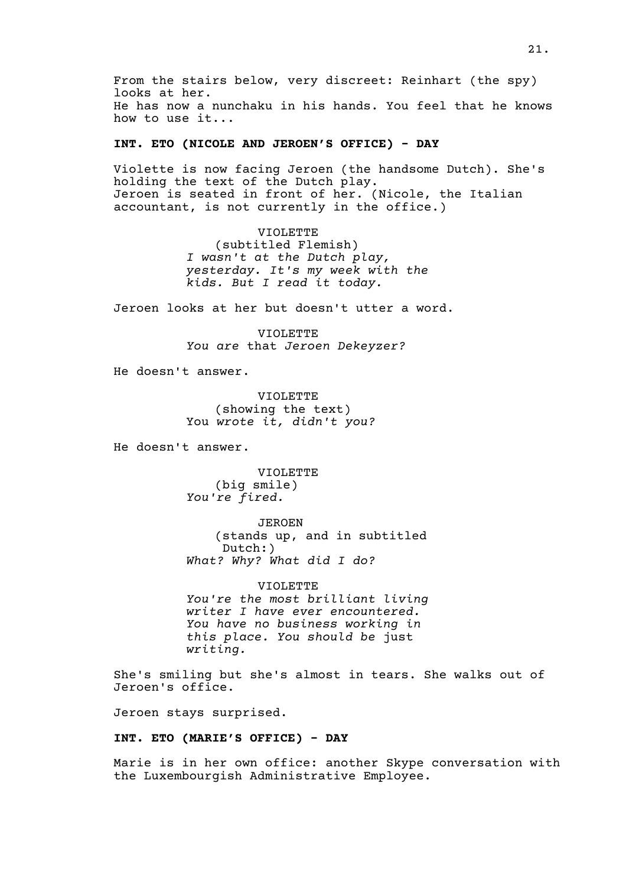From the stairs below, very discreet: Reinhart (the spy) looks at her.
He has now a nunchaku in his hands. You feel that he knows how to use it...

**INT. ETO (NICOLE AND JEROEN'S OFFICE) - DAY**

Violette is now facing Jeroen (the handsome Dutch). She's holding the text of the Dutch play.
Jeroen is seated in front of her. (Nicole, the Italian accountant, is not currently in the office.)

VIOLETTE
(subtitled Flemish)
*I wasn't at the Dutch play, yesterday. It's my week with the kids. But I read it today.*

Jeroen looks at her but doesn't utter a word.

VIOLETTE
*You are* that *Jeroen Dekeyzer?*

He doesn't answer.

VIOLETTE
(showing the text)
You *wrote it, didn't you?*

He doesn't answer.

VIOLETTE
(big smile)
*You're fired.*

JEROEN
(stands up, and in subtitled Dutch:)
*What? Why? What did I do?*

VIOLETTE
*You're the most brilliant living writer I have ever encountered. You have no business working in this place. You should be* just *writing.*

She's smiling but she's almost in tears. She walks out of Jeroen's office.

Jeroen stays surprised.

**INT. ETO (MARIE'S OFFICE) - DAY**

Marie is in her own office: another Skype conversation with the Luxembourgish Administrative Employee.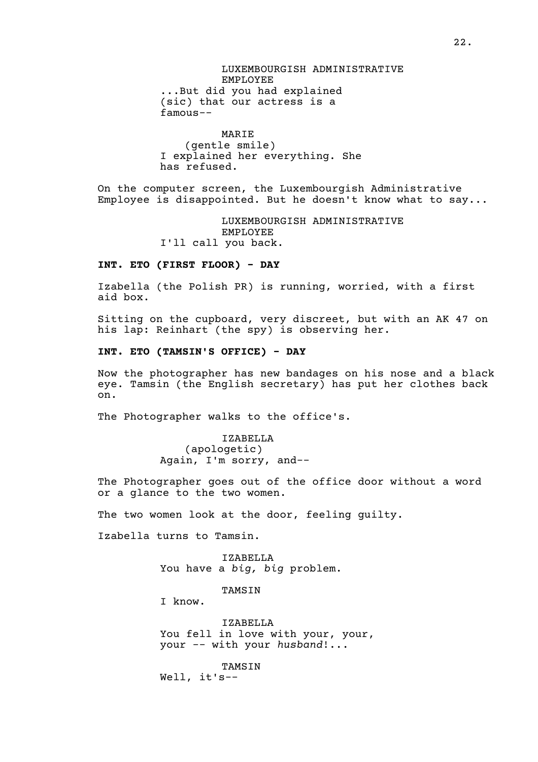LUXEMBOURGISH ADMINISTRATIVE EMPLOYEE
...But did you had explained (sic) that our actress is a famous--

MARIE
(gentle smile)
I explained her everything. She has refused.

On the computer screen, the Luxembourgish Administrative Employee is disappointed. But he doesn't know what to say...

LUXEMBOURGISH ADMINISTRATIVE EMPLOYEE
I'll call you back.

**INT. ETO (FIRST FLOOR) - DAY**

Izabella (the Polish PR) is running, worried, with a first aid box.

Sitting on the cupboard, very discreet, but with an AK 47 on his lap: Reinhart (the spy) is observing her.

**INT. ETO (TAMSIN'S OFFICE) - DAY**

Now the photographer has new bandages on his nose and a black eye. Tamsin (the English secretary) has put her clothes back on.

The Photographer walks to the office's.

IZABELLA
(apologetic)
Again, I'm sorry, and--

The Photographer goes out of the office door without a word or a glance to the two women.

The two women look at the door, feeling guilty.

Izabella turns to Tamsin.

IZABELLA
You have a *big, big* problem.

TAMSIN
I know.

IZABELLA
You fell in love with your, your, your -- with your *husband*!...

TAMSIN
Well, it's--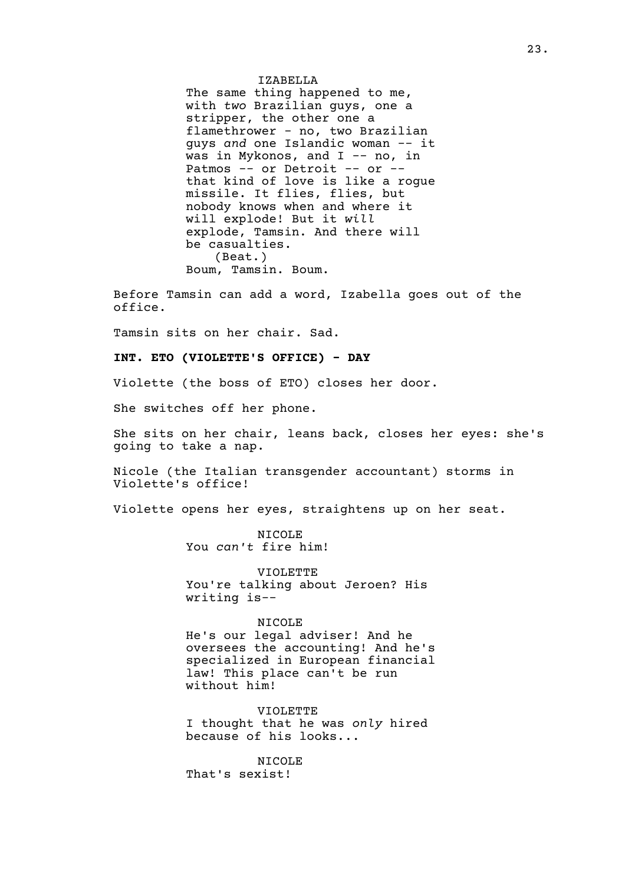IZABELLA

The same thing happened to me, with *two* Brazilian guys, one a stripper, the other one a flamethrower - no, two Brazilian guys *and* one Islandic woman -- it was in Mykonos, and I -- no, in Patmos -- or Detroit -- or -- that kind of love is like a rogue missile. It flies, flies, but nobody knows when and where it will explode! But it *will* explode, Tamsin. And there will be casualties.

(Beat.)

Boum, Tamsin. Boum.

Before Tamsin can add a word, Izabella goes out of the office.

Tamsin sits on her chair. Sad.

**INT. ETO (VIOLETTE'S OFFICE) - DAY**

Violette (the boss of ETO) closes her door.

She switches off her phone.

She sits on her chair, leans back, closes her eyes: she's going to take a nap.

Nicole (the Italian transgender accountant) storms in Violette's office!

Violette opens her eyes, straightens up on her seat.

NICOLE

You *can't* fire him!

VIOLETTE

You're talking about Jeroen? His writing is--

NICOLE

He's our legal adviser! And he oversees the accounting! And he's specialized in European financial law! This place can't be run without him!

VIOLETTE

I thought that he was *only* hired because of his looks...

NICOLE

That's sexist!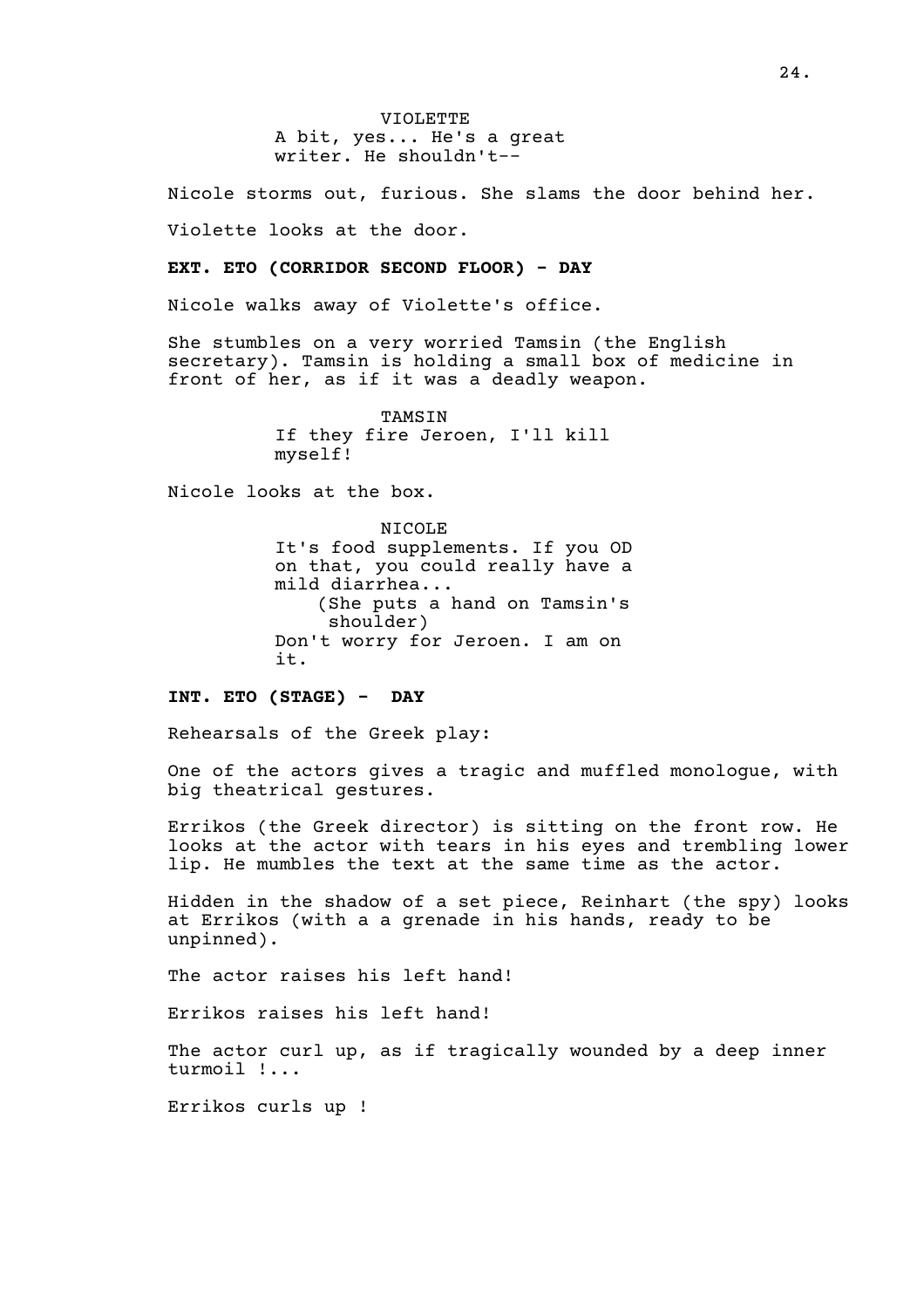VIOLETTE
A bit, yes... He's a great writer. He shouldn't--

Nicole storms out, furious. She slams the door behind her.

Violette looks at the door.

**EXT. ETO (CORRIDOR SECOND FLOOR) - DAY**

Nicole walks away of Violette's office.

She stumbles on a very worried Tamsin (the English secretary). Tamsin is holding a small box of medicine in front of her, as if it was a deadly weapon.

TAMSIN
If they fire Jeroen, I'll kill myself!

Nicole looks at the box.

NICOLE
It's food supplements. If you OD on that, you could really have a mild diarrhea...
(She puts a hand on Tamsin's shoulder)
Don't worry for Jeroen. I am on it.

**INT. ETO (STAGE) - DAY**

Rehearsals of the Greek play:

One of the actors gives a tragic and muffled monologue, with big theatrical gestures.

Errikos (the Greek director) is sitting on the front row. He looks at the actor with tears in his eyes and trembling lower lip. He mumbles the text at the same time as the actor.

Hidden in the shadow of a set piece, Reinhart (the spy) looks at Errikos (with a a grenade in his hands, ready to be unpinned).

The actor raises his left hand!

Errikos raises his left hand!

The actor curl up, as if tragically wounded by a deep inner turmoil !...

Errikos curls up !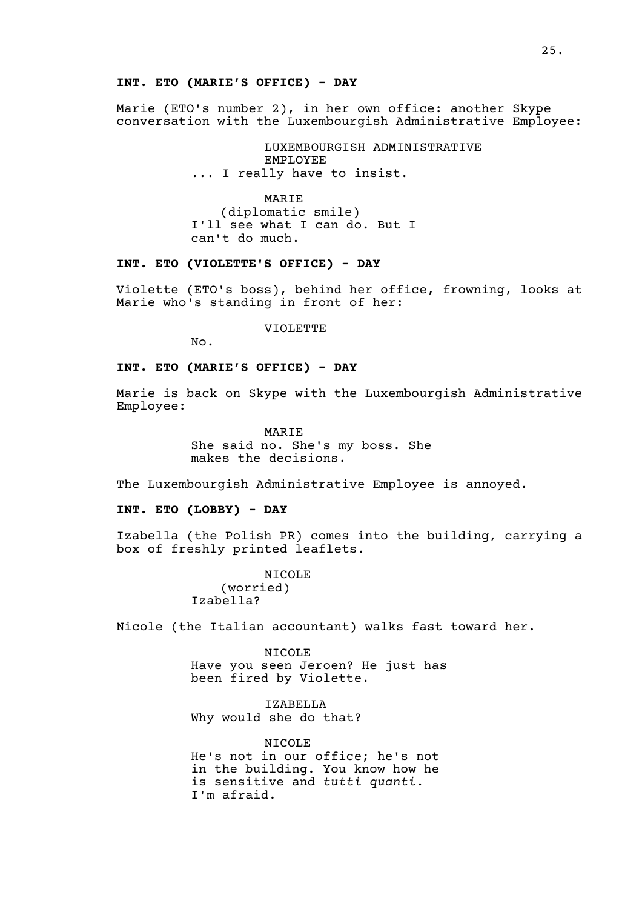**INT. ETO (MARIE'S OFFICE) - DAY**

Marie (ETO's number 2), in her own office: another Skype conversation with the Luxembourgish Administrative Employee:

LUXEMBOURGISH ADMINISTRATIVE EMPLOYEE
... I really have to insist.

MARIE
(diplomatic smile)
I'll see what I can do. But I can't do much.

**INT. ETO (VIOLETTE'S OFFICE) - DAY**

Violette (ETO's boss), behind her office, frowning, looks at Marie who's standing in front of her:

VIOLETTE
No.

**INT. ETO (MARIE'S OFFICE) - DAY**

Marie is back on Skype with the Luxembourgish Administrative Employee:

MARIE
She said no. She's my boss. She makes the decisions.

The Luxembourgish Administrative Employee is annoyed.

**INT. ETO (LOBBY) - DAY**

Izabella (the Polish PR) comes into the building, carrying a box of freshly printed leaflets.

NICOLE
(worried)
Izabella?

Nicole (the Italian accountant) walks fast toward her.

NICOLE
Have you seen Jeroen? He just has been fired by Violette.

IZABELLA
Why would she do that?

NICOLE
He's not in our office; he's not in the building. You know how he is sensitive and *tutti quanti*. I'm afraid.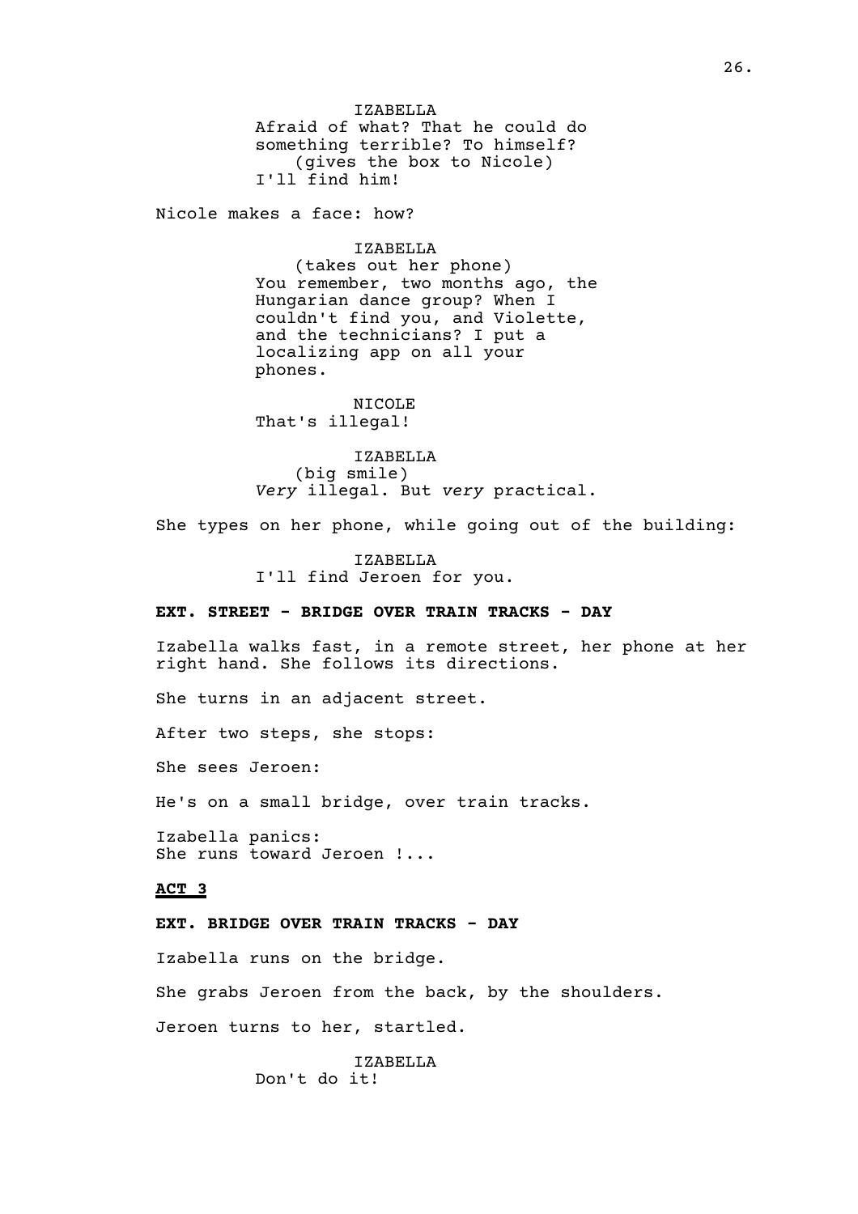IZABELLA
Afraid of what? That he could do something terrible? To himself?
(gives the box to Nicole)
I'll find him!

Nicole makes a face: how?

IZABELLA
(takes out her phone)
You remember, two months ago, the Hungarian dance group? When I couldn't find you, and Violette, and the technicians? I put a localizing app on all your phones.

NICOLE
That's illegal!

IZABELLA
(big smile)
*Very* illegal. But *very* practical.

She types on her phone, while going out of the building:

IZABELLA
I'll find Jeroen for you.

**EXT. STREET - BRIDGE OVER TRAIN TRACKS - DAY**

Izabella walks fast, in a remote street, her phone at her right hand. She follows its directions.

She turns in an adjacent street.

After two steps, she stops:

She sees Jeroen:

He's on a small bridge, over train tracks.

Izabella panics:
She runs toward Jeroen !...

**ACT 3**

**EXT. BRIDGE OVER TRAIN TRACKS - DAY**

Izabella runs on the bridge.

She grabs Jeroen from the back, by the shoulders.

Jeroen turns to her, startled.

IZABELLA
Don't do it!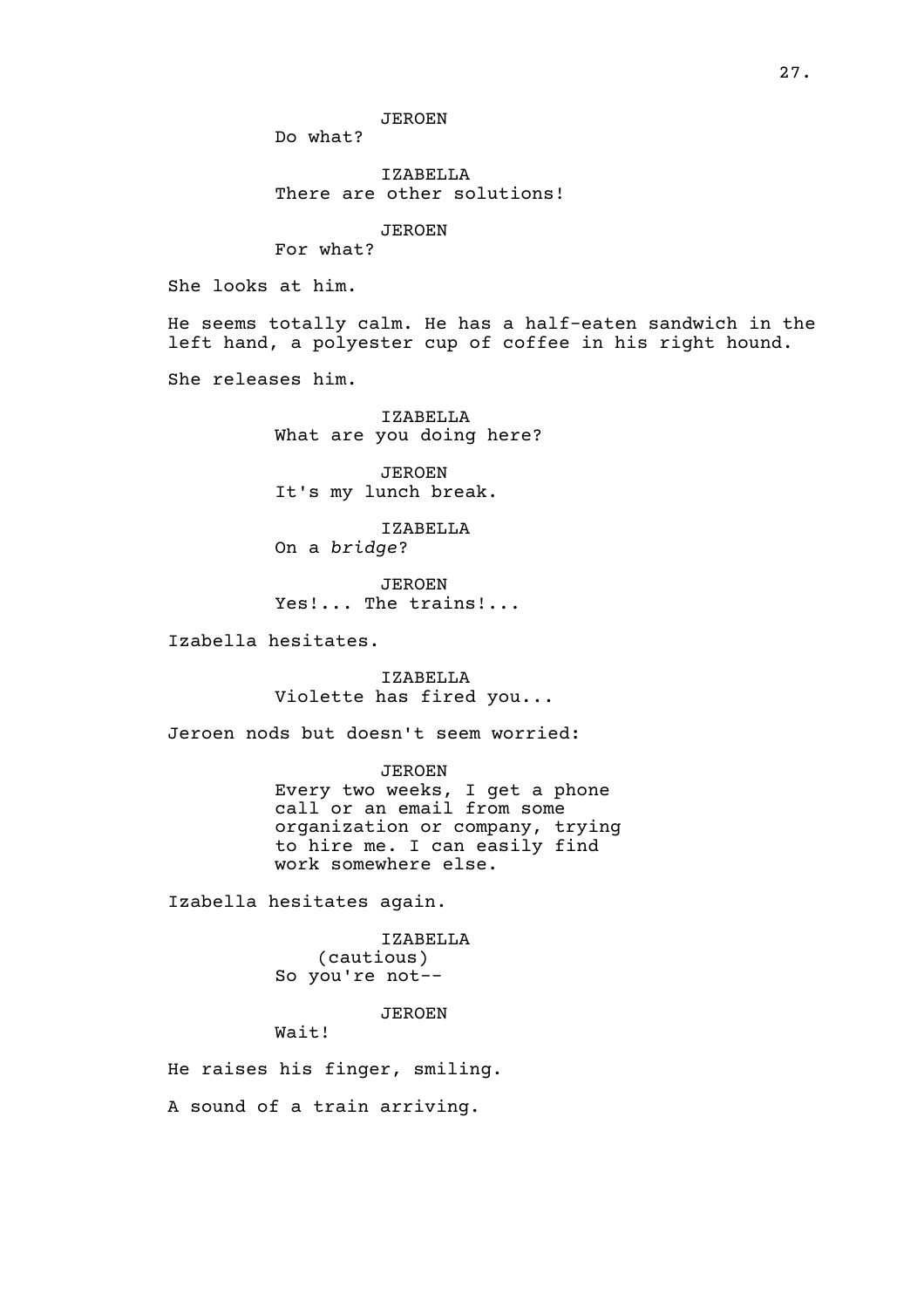JEROEN
Do what?

IZABELLA
There are other solutions!

JEROEN
For what?

She looks at him.

He seems totally calm. He has a half-eaten sandwich in the left hand, a polyester cup of coffee in his right hound.

She releases him.

IZABELLA
What are you doing here?

JEROEN
It's my lunch break.

IZABELLA
On a *bridge*?

JEROEN
Yes!... The trains!...

Izabella hesitates.

IZABELLA
Violette has fired you...

Jeroen nods but doesn't seem worried:

JEROEN
Every two weeks, I get a phone call or an email from some organization or company, trying to hire me. I can easily find work somewhere else.

Izabella hesitates again.

IZABELLA
(cautious)
So you're not--

JEROEN
Wait!

He raises his finger, smiling.

A sound of a train arriving.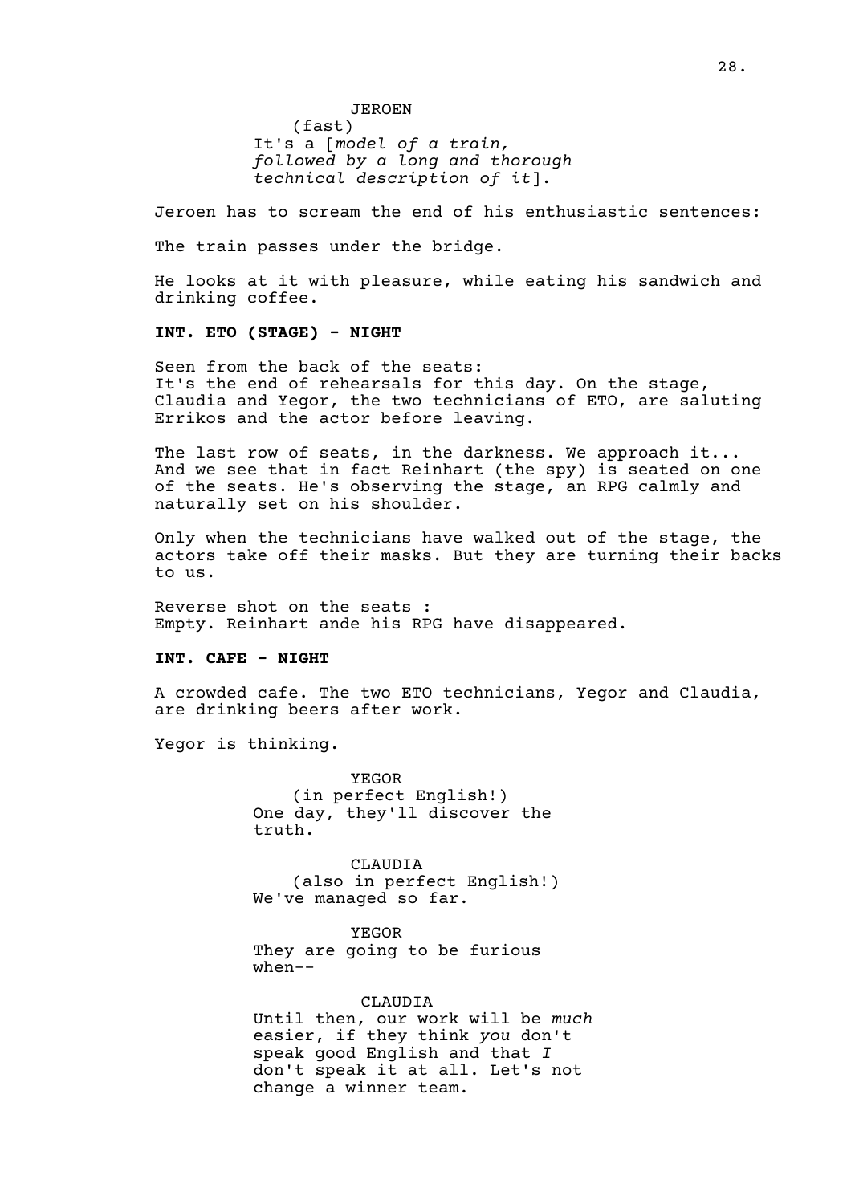JEROEN
(fast)
It's a [*model of a train, followed by a long and thorough technical description of it*].

Jeroen has to scream the end of his enthusiastic sentences:

The train passes under the bridge.

He looks at it with pleasure, while eating his sandwich and drinking coffee.

**INT. ETO (STAGE) - NIGHT**

Seen from the back of the seats:
It's the end of rehearsals for this day. On the stage, Claudia and Yegor, the two technicians of ETO, are saluting Errikos and the actor before leaving.

The last row of seats, in the darkness. We approach it... And we see that in fact Reinhart (the spy) is seated on one of the seats. He's observing the stage, an RPG calmly and naturally set on his shoulder.

Only when the technicians have walked out of the stage, the actors take off their masks. But they are turning their backs to us.

Reverse shot on the seats :
Empty. Reinhart ande his RPG have disappeared.

**INT. CAFE - NIGHT**

A crowded cafe. The two ETO technicians, Yegor and Claudia, are drinking beers after work.

Yegor is thinking.

YEGOR
(in perfect English!)
One day, they'll discover the truth.

CLAUDIA
(also in perfect English!)
We've managed so far.

YEGOR
They are going to be furious when--

CLAUDIA
Until then, our work will be *much* easier, if they think *you* don't speak good English and that *I* don't speak it at all. Let's not change a winner team.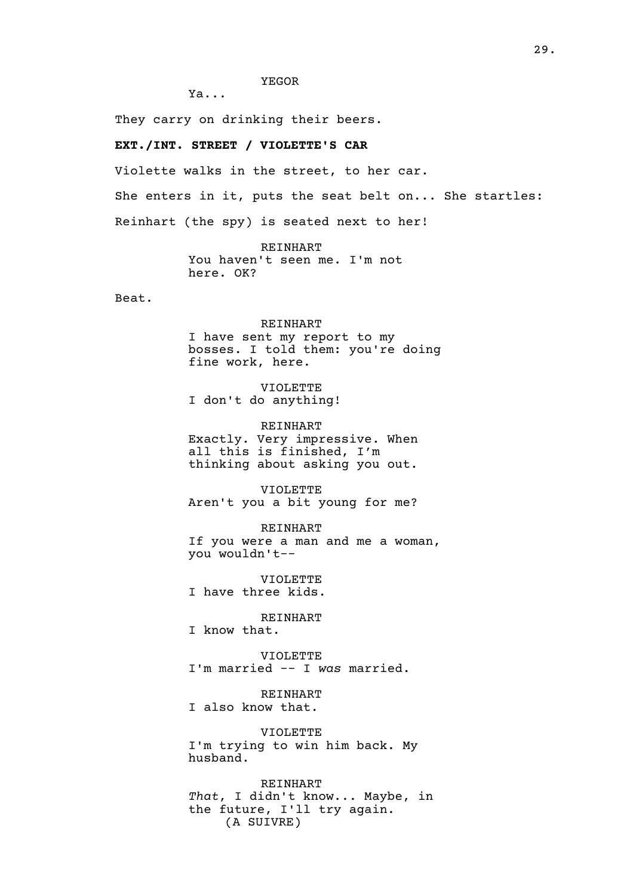YEGOR

Ya...

They carry on drinking their beers.

**EXT./INT. STREET / VIOLETTE'S CAR**

Violette walks in the street, to her car.

She enters in it, puts the seat belt on... She startles:

Reinhart (the spy) is seated next to her!

REINHART

You haven't seen me. I'm not here. OK?

Beat.

REINHART

I have sent my report to my bosses. I told them: you're doing fine work, here.

VIOLETTE

I don't do anything!

REINHART

Exactly. Very impressive. When all this is finished, I'm thinking about asking you out.

VIOLETTE

Aren't you a bit young for me?

REINHART

If you were a man and me a woman, you wouldn't--

VIOLETTE

I have three kids.

REINHART

I know that.

VIOLETTE

I'm married -- I *was* married.

REINHART

I also know that.

VIOLETTE

I'm trying to win him back. My husband.

REINHART

*That*, I didn't know... Maybe, in the future, I'll try again.

(A SUIVRE)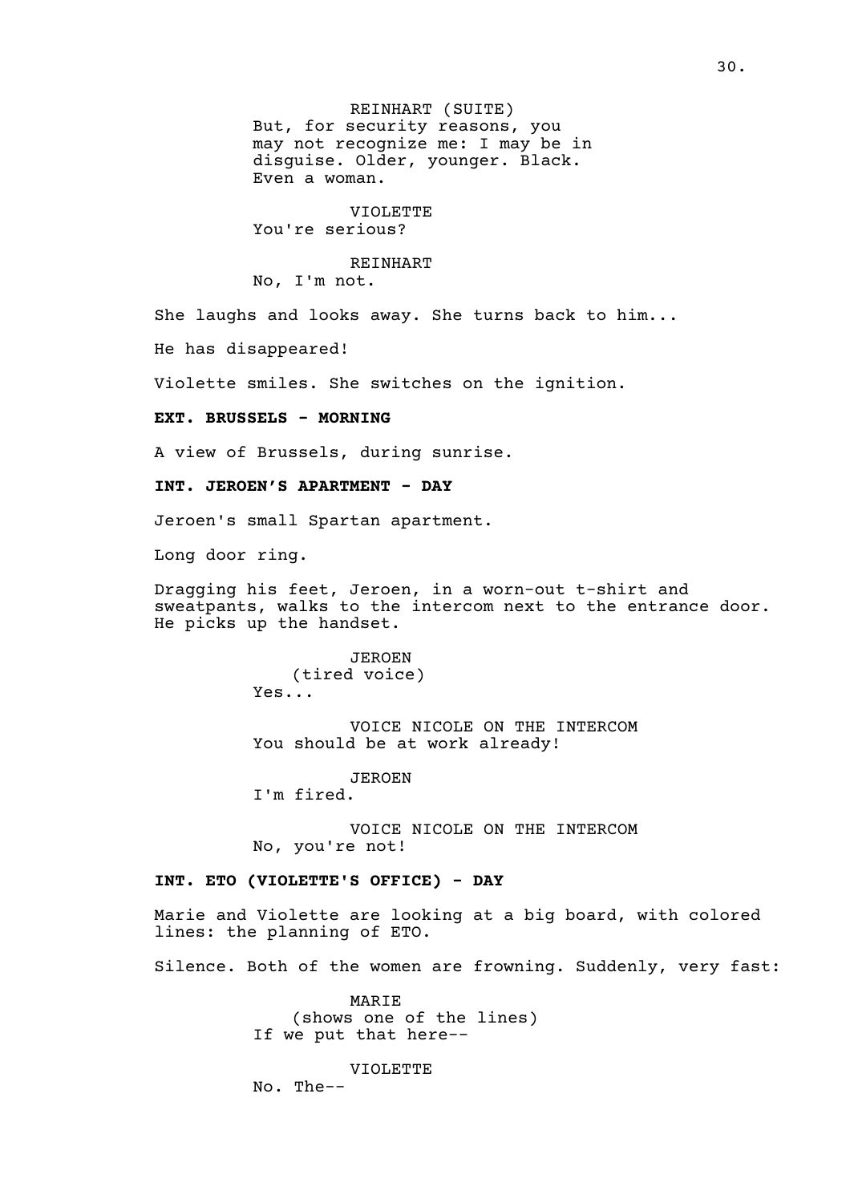REINHART (SUITE)
But, for security reasons, you may not recognize me: I may be in disguise. Older, younger. Black. Even a woman.

VIOLETTE
You're serious?

REINHART
No, I'm not.

She laughs and looks away. She turns back to him...

He has disappeared!

Violette smiles. She switches on the ignition.

**EXT. BRUSSELS - MORNING**

A view of Brussels, during sunrise.

**INT. JEROEN'S APARTMENT - DAY**

Jeroen's small Spartan apartment.

Long door ring.

Dragging his feet, Jeroen, in a worn-out t-shirt and sweatpants, walks to the intercom next to the entrance door. He picks up the handset.

JEROEN
(tired voice)
Yes...

VOICE NICOLE ON THE INTERCOM
You should be at work already!

JEROEN
I'm fired.

VOICE NICOLE ON THE INTERCOM
No, you're not!

**INT. ETO (VIOLETTE'S OFFICE) - DAY**

Marie and Violette are looking at a big board, with colored lines: the planning of ETO.

Silence. Both of the women are frowning. Suddenly, very fast:

MARIE
(shows one of the lines)
If we put that here--

VIOLETTE
No. The--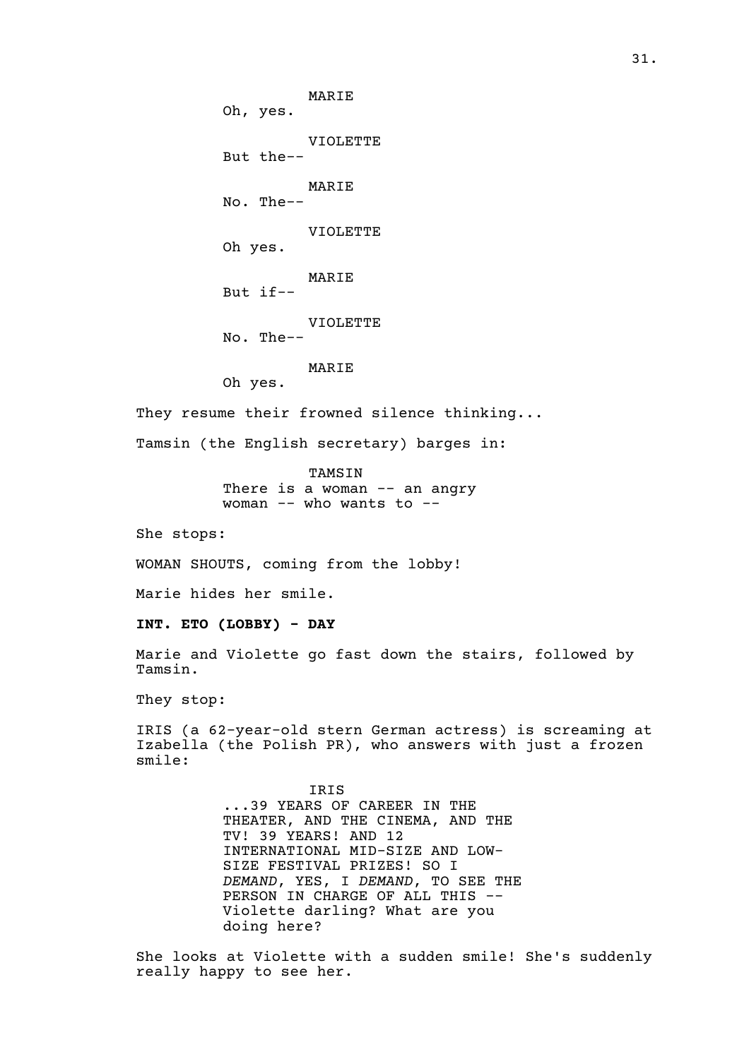MARIE
Oh, yes.

VIOLETTE
But the--

MARIE
No. The--

VIOLETTE
Oh yes.

MARIE
But if--

VIOLETTE
No. The--

MARIE
Oh yes.

They resume their frowned silence thinking...

Tamsin (the English secretary) barges in:

TAMSIN
There is a woman -- an angry woman -- who wants to --

She stops:

WOMAN SHOUTS, coming from the lobby!

Marie hides her smile.

**INT. ETO (LOBBY) - DAY**

Marie and Violette go fast down the stairs, followed by Tamsin.

They stop:

IRIS (a 62-year-old stern German actress) is screaming at Izabella (the Polish PR), who answers with just a frozen smile:

IRIS
...39 YEARS OF CAREER IN THE THEATER, AND THE CINEMA, AND THE TV! 39 YEARS! AND 12 INTERNATIONAL MID-SIZE AND LOW-SIZE FESTIVAL PRIZES! SO I *DEMAND*, YES, I *DEMAND*, TO SEE THE PERSON IN CHARGE OF ALL THIS -- Violette darling? What are you doing here?

She looks at Violette with a sudden smile! She's suddenly really happy to see her.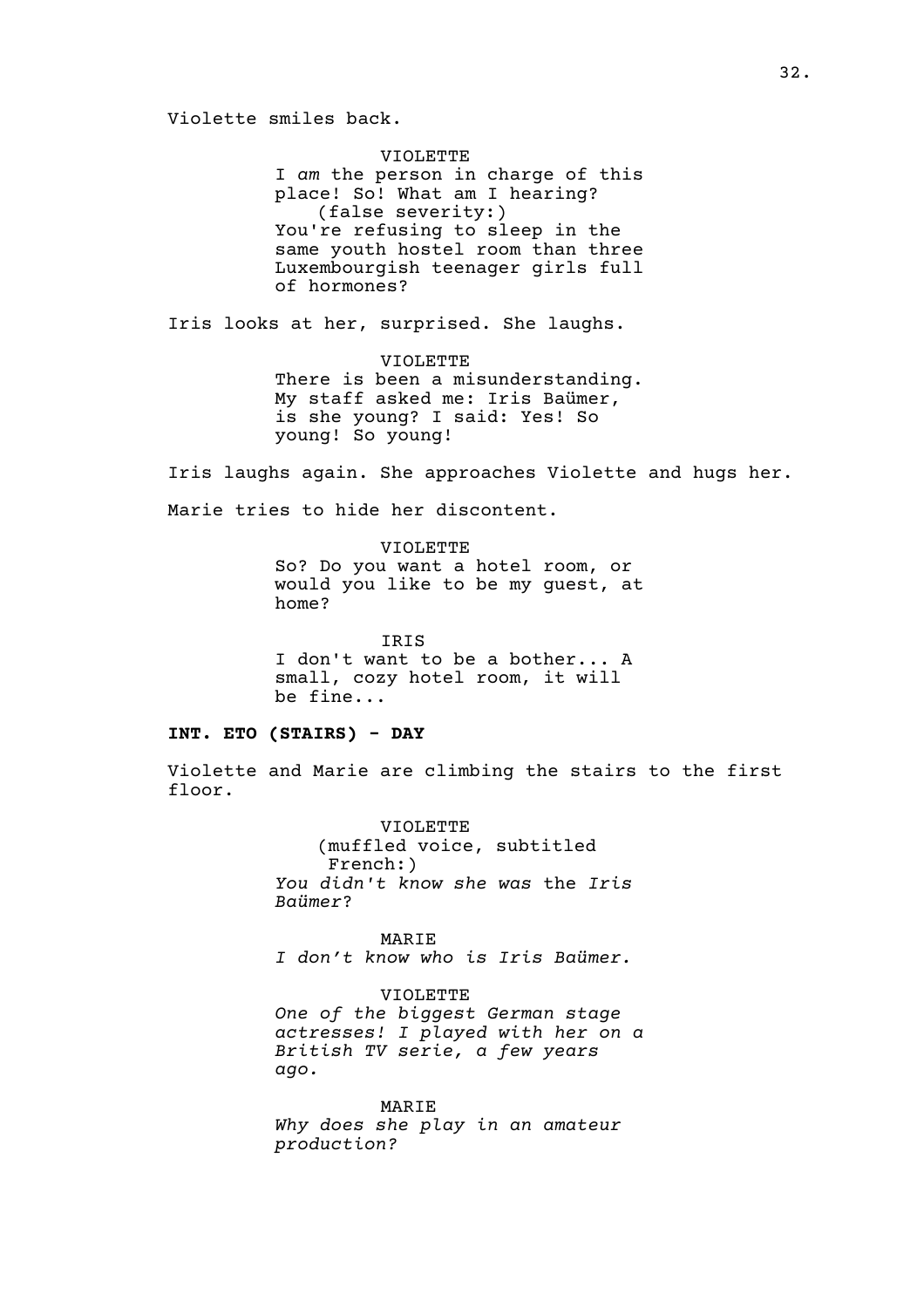Violette smiles back.

VIOLETTE
I *am* the person in charge of this place! So! What am I hearing?
(false severity:)
You're refusing to sleep in the same youth hostel room than three Luxembourgish teenager girls full of hormones?

Iris looks at her, surprised. She laughs.

VIOLETTE
There is been a misunderstanding. My staff asked me: Iris Baümer, is she young? I said: Yes! So young! So young!

Iris laughs again. She approaches Violette and hugs her.

Marie tries to hide her discontent.

VIOLETTE
So? Do you want a hotel room, or would you like to be my guest, at home?

IRIS
I don't want to be a bother... A small, cozy hotel room, it will be fine...

**INT. ETO (STAIRS) - DAY**

Violette and Marie are climbing the stairs to the first floor.

VIOLETTE
(muffled voice, subtitled French:)
*You didn't know she was* the *Iris Baümer*?

MARIE
*I don't know who is Iris Baümer.*

VIOLETTE
*One of the biggest German stage actresses! I played with her on a British TV serie, a few years ago.*

MARIE
*Why does she play in an amateur production?*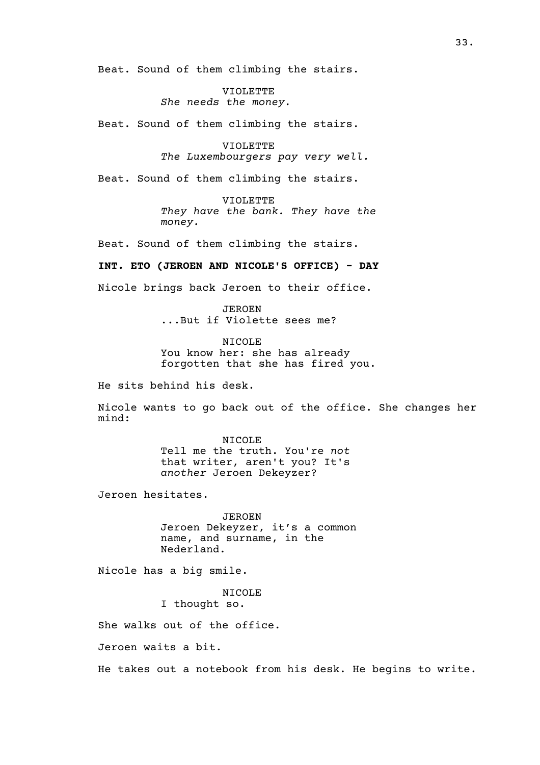Beat. Sound of them climbing the stairs.

VIOLETTE
*She needs the money.*

Beat. Sound of them climbing the stairs.

VIOLETTE
*The Luxembourgers pay very well.*

Beat. Sound of them climbing the stairs.

VIOLETTE
*They have the bank. They have the money.*

Beat. Sound of them climbing the stairs.

**INT. ETO (JEROEN AND NICOLE'S OFFICE) - DAY**

Nicole brings back Jeroen to their office.

JEROEN
...But if Violette sees me?

NICOLE
You know her: she has already forgotten that she has fired you.

He sits behind his desk.

Nicole wants to go back out of the office. She changes her mind:

NICOLE
Tell me the truth. You're *not* that writer, aren't you? It's *another* Jeroen Dekeyzer?

Jeroen hesitates.

JEROEN
Jeroen Dekeyzer, it's a common name, and surname, in the Nederland.

Nicole has a big smile.

NICOLE
I thought so.

She walks out of the office.

Jeroen waits a bit.

He takes out a notebook from his desk. He begins to write.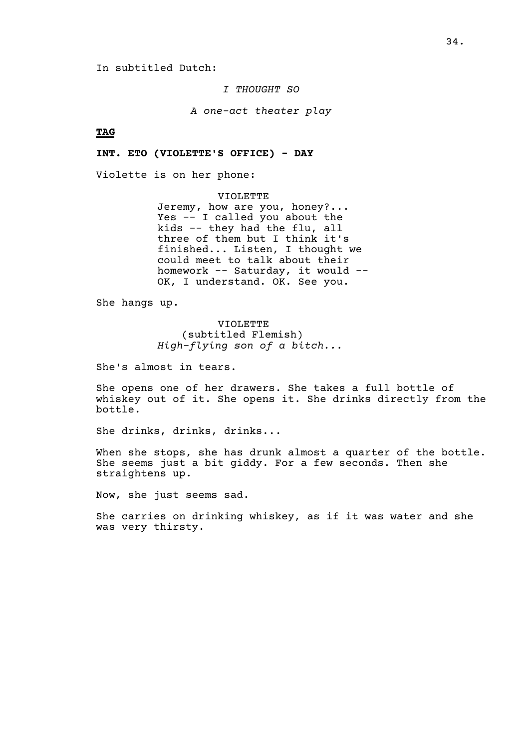In subtitled Dutch:

*I THOUGHT SO*

*A one-act theater play*

**TAG**

**INT. ETO (VIOLETTE'S OFFICE) - DAY**

Violette is on her phone:

VIOLETTE
Jeremy, how are you, honey?... Yes -- I called you about the kids -- they had the flu, all three of them but I think it's finished... Listen, I thought we could meet to talk about their homework -- Saturday, it would -- OK, I understand. OK. See you.

She hangs up.

VIOLETTE
(subtitled Flemish)
*High-flying son of a bitch...*

She's almost in tears.

She opens one of her drawers. She takes a full bottle of whiskey out of it. She opens it. She drinks directly from the bottle.

She drinks, drinks, drinks...

When she stops, she has drunk almost a quarter of the bottle. She seems just a bit giddy. For a few seconds. Then she straightens up.

Now, she just seems sad.

She carries on drinking whiskey, as if it was water and she was very thirsty.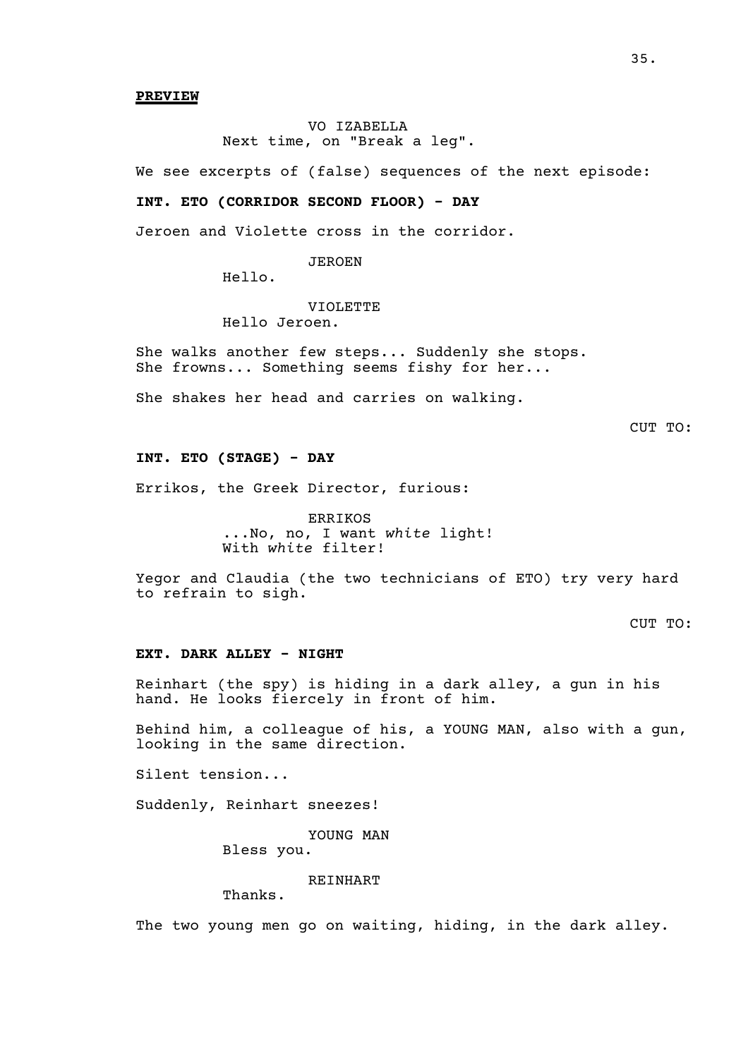**PREVIEW**

VO IZABELLA
Next time, on "Break a leg".

We see excerpts of (false) sequences of the next episode:

**INT. ETO (CORRIDOR SECOND FLOOR) - DAY**

Jeroen and Violette cross in the corridor.

JEROEN
Hello.

VIOLETTE
Hello Jeroen.

She walks another few steps... Suddenly she stops. She frowns... Something seems fishy for her...

She shakes her head and carries on walking.

CUT TO:

**INT. ETO (STAGE) - DAY**

Errikos, the Greek Director, furious:

ERRIKOS
...No, no, I want *white* light! With *white* filter!

Yegor and Claudia (the two technicians of ETO) try very hard to refrain to sigh.

CUT TO:

**EXT. DARK ALLEY - NIGHT**

Reinhart (the spy) is hiding in a dark alley, a gun in his hand. He looks fiercely in front of him.

Behind him, a colleague of his, a YOUNG MAN, also with a gun, looking in the same direction.

Silent tension...

Suddenly, Reinhart sneezes!

YOUNG MAN
Bless you.

REINHART
Thanks.

The two young men go on waiting, hiding, in the dark alley.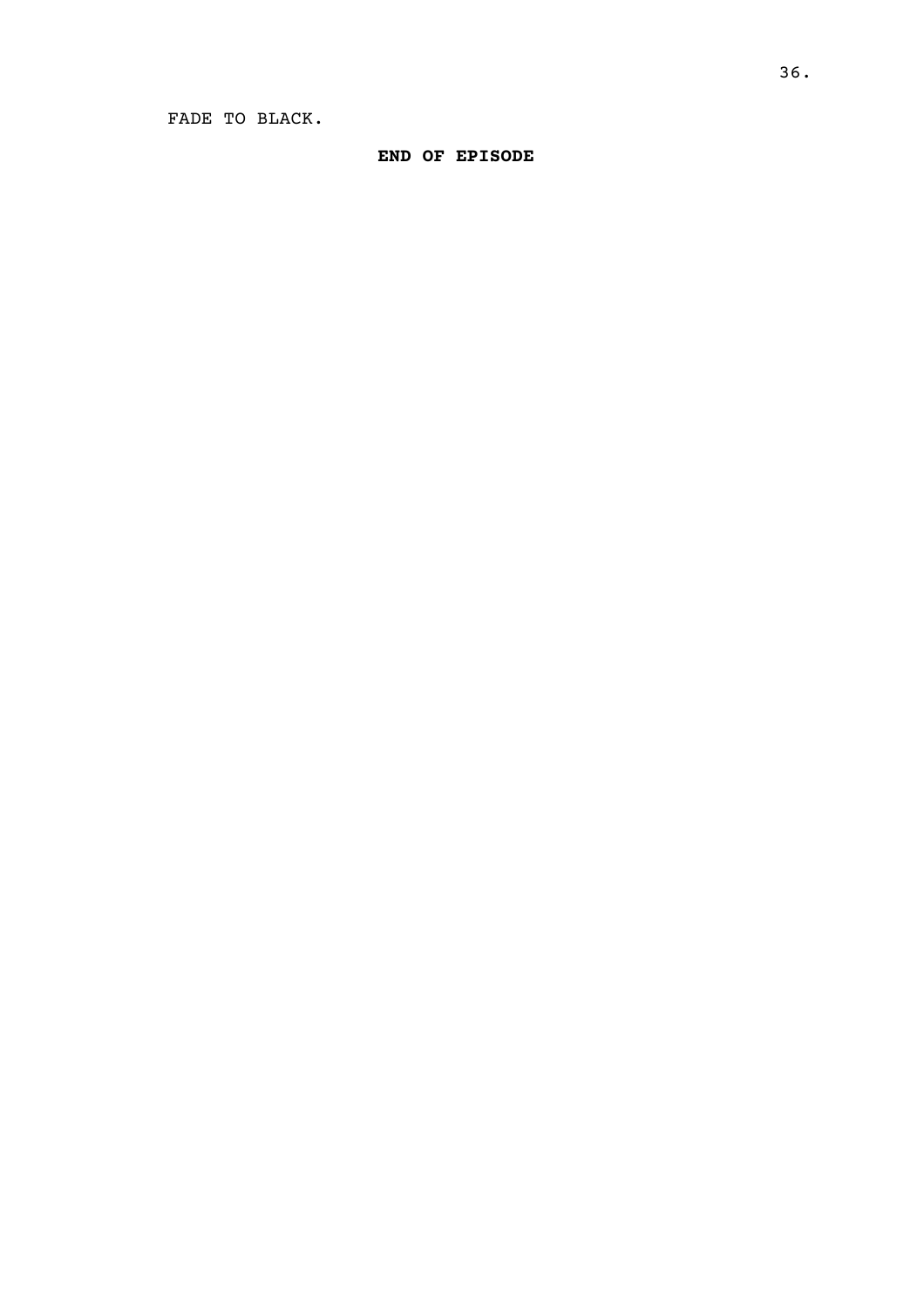FADE TO BLACK.

**END OF EPISODE**